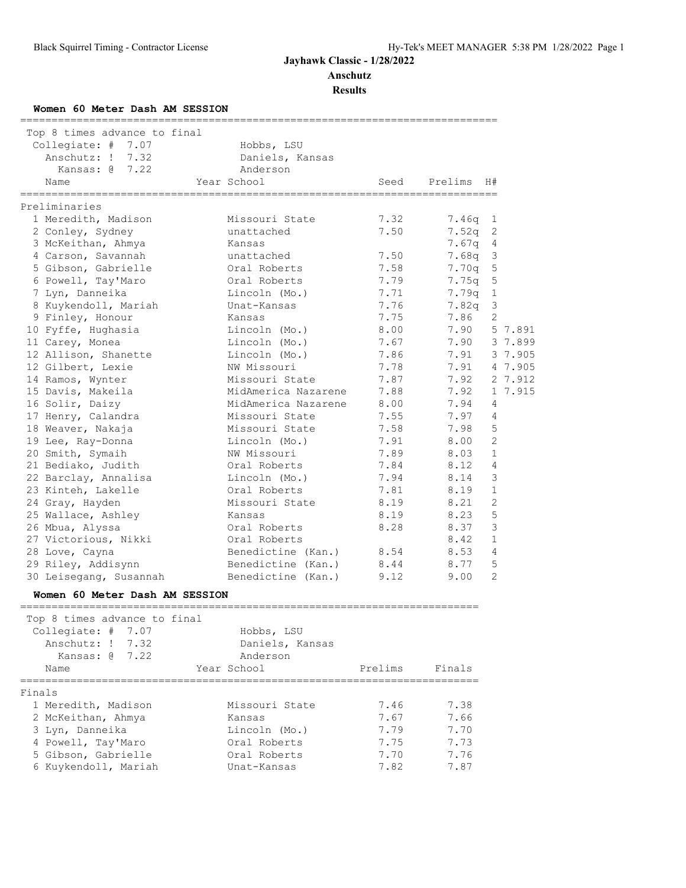# Jayhawk Classic - 1/28/2022

## Anschutz

### Results

**Women 60 Meter Dash AM SESSION**

Top 8 times advance to final

| | | |
|---|---|---|
| Collegiate: # 7.07 | Hobbs, LSU | |
| Anschutz: ! 7.32 | Daniels, Kansas | |
| Kansas: @ 7.22 | Anderson | |

**Preliminaries**

| Place | Name | Year School | Seed | Prelims | H# | |
|---|---|---|---|---|---|---|
| 1 | Meredith, Madison | Missouri State | 7.32 | 7.46q | 1 | |
| 2 | Conley, Sydney | unattached | 7.50 | 7.52q | 2 | |
| 3 | McKeithan, Ahmya | Kansas | | 7.67q | 4 | |
| 4 | Carson, Savannah | unattached | 7.50 | 7.68q | 3 | |
| 5 | Gibson, Gabrielle | Oral Roberts | 7.58 | 7.70q | 5 | |
| 6 | Powell, Tay'Maro | Oral Roberts | 7.79 | 7.75q | 5 | |
| 7 | Lyn, Danneika | Lincoln (Mo.) | 7.71 | 7.79q | 1 | |
| 8 | Kuykendoll, Mariah | Unat-Kansas | 7.76 | 7.82q | 3 | |
| 9 | Finley, Honour | Kansas | 7.75 | 7.86 | 2 | |
| 10 | Fyffe, Hughasia | Lincoln (Mo.) | 8.00 | 7.90 | 5 | 7.891 |
| 11 | Carey, Monea | Lincoln (Mo.) | 7.67 | 7.90 | 3 | 7.899 |
| 12 | Allison, Shanette | Lincoln (Mo.) | 7.86 | 7.91 | 3 | 7.905 |
| 12 | Gilbert, Lexie | NW Missouri | 7.78 | 7.91 | 4 | 7.905 |
| 14 | Ramos, Wynter | Missouri State | 7.87 | 7.92 | 2 | 7.912 |
| 15 | Davis, Makeila | MidAmerica Nazarene | 7.88 | 7.92 | 1 | 7.915 |
| 16 | Solir, Daizy | MidAmerica Nazarene | 8.00 | 7.94 | 4 | |
| 17 | Henry, Calandra | Missouri State | 7.55 | 7.97 | 4 | |
| 18 | Weaver, Nakaja | Missouri State | 7.58 | 7.98 | 5 | |
| 19 | Lee, Ray-Donna | Lincoln (Mo.) | 7.91 | 8.00 | 2 | |
| 20 | Smith, Symaih | NW Missouri | 7.89 | 8.03 | 1 | |
| 21 | Bediako, Judith | Oral Roberts | 7.84 | 8.12 | 4 | |
| 22 | Barclay, Annalisa | Lincoln (Mo.) | 7.94 | 8.14 | 3 | |
| 23 | Kinteh, Lakelle | Oral Roberts | 7.81 | 8.19 | 1 | |
| 24 | Gray, Hayden | Missouri State | 8.19 | 8.21 | 2 | |
| 25 | Wallace, Ashley | Kansas | 8.19 | 8.23 | 5 | |
| 26 | Mbua, Alyssa | Oral Roberts | 8.28 | 8.37 | 3 | |
| 27 | Victorious, Nikki | Oral Roberts | | 8.42 | 1 | |
| 28 | Love, Cayna | Benedictine (Kan.) | 8.54 | 8.53 | 4 | |
| 29 | Riley, Addisynn | Benedictine (Kan.) | 8.44 | 8.77 | 5 | |
| 30 | Leisegang, Susannah | Benedictine (Kan.) | 9.12 | 9.00 | 2 | |

**Women 60 Meter Dash AM SESSION**

Top 8 times advance to final

| | | |
|---|---|---|
| Collegiate: # 7.07 | Hobbs, LSU | |
| Anschutz: ! 7.32 | Daniels, Kansas | |
| Kansas: @ 7.22 | Anderson | |

**Finals**

| Place | Name | Year School | Prelims | Finals |
|---|---|---|---|---|
| 1 | Meredith, Madison | Missouri State | 7.46 | 7.38 |
| 2 | McKeithan, Ahmya | Kansas | 7.67 | 7.66 |
| 3 | Lyn, Danneika | Lincoln (Mo.) | 7.79 | 7.70 |
| 4 | Powell, Tay'Maro | Oral Roberts | 7.75 | 7.73 |
| 5 | Gibson, Gabrielle | Oral Roberts | 7.70 | 7.76 |
| 6 | Kuykendoll, Mariah | Unat-Kansas | 7.82 | 7.87 |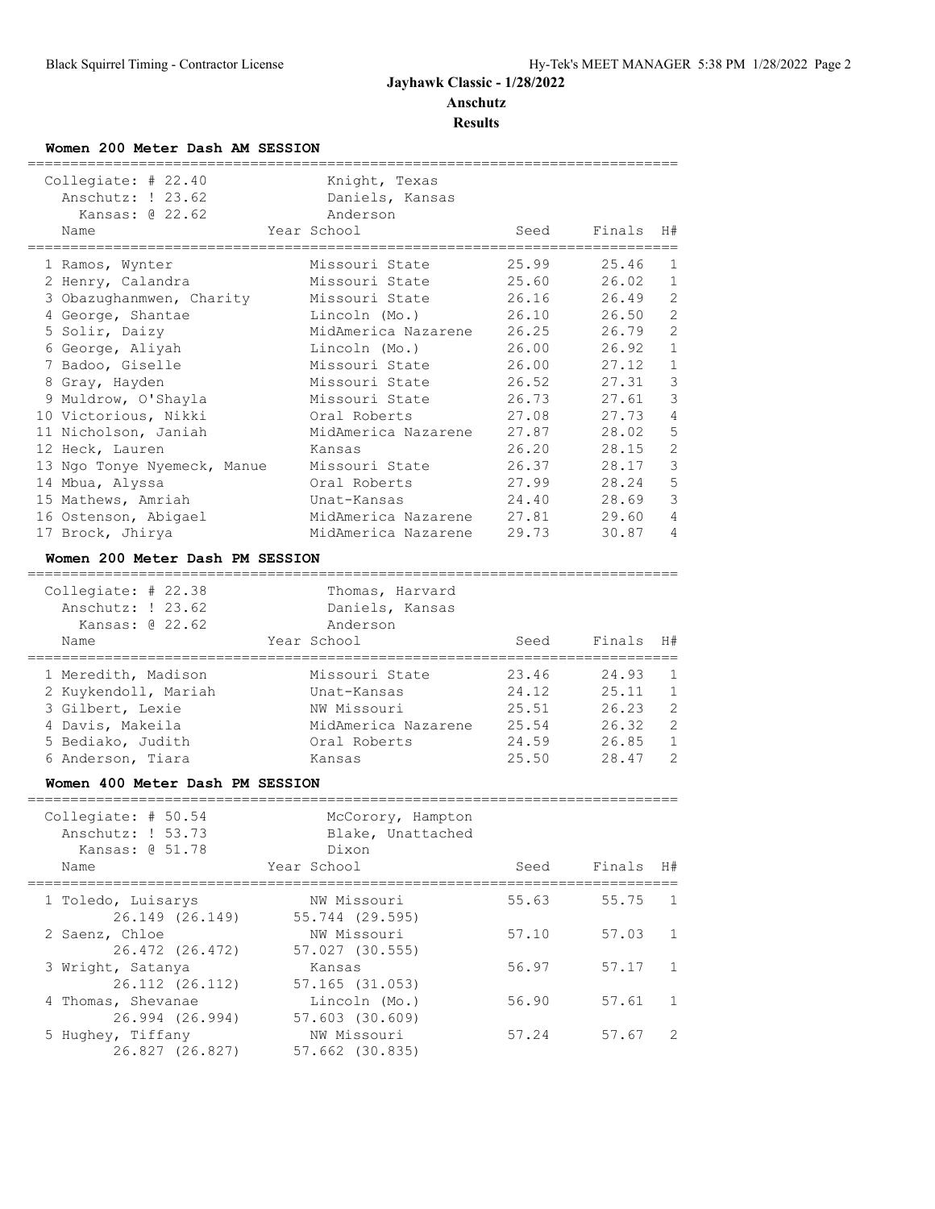# Jayhawk Classic - 1/28/2022

## Anschutz

## Results

### Women 200 Meter Dash AM SESSION

Collegiate: # 22.40 — Knight, Texas
Anschutz: ! 23.62 — Daniels, Kansas
Kansas: @ 22.62 — Anderson

| Name | Year School | Seed | Finals | H# |
|---|---|---|---|---|
| 1 Ramos, Wynter | Missouri State | 25.99 | 25.46 | 1 |
| 2 Henry, Calandra | Missouri State | 25.60 | 26.02 | 1 |
| 3 Obazughanmwen, Charity | Missouri State | 26.16 | 26.49 | 2 |
| 4 George, Shantae | Lincoln (Mo.) | 26.10 | 26.50 | 2 |
| 5 Solir, Daizy | MidAmerica Nazarene | 26.25 | 26.79 | 2 |
| 6 George, Aliyah | Lincoln (Mo.) | 26.00 | 26.92 | 1 |
| 7 Badoo, Giselle | Missouri State | 26.00 | 27.12 | 1 |
| 8 Gray, Hayden | Missouri State | 26.52 | 27.31 | 3 |
| 9 Muldrow, O'Shayla | Missouri State | 26.73 | 27.61 | 3 |
| 10 Victorious, Nikki | Oral Roberts | 27.08 | 27.73 | 4 |
| 11 Nicholson, Janiah | MidAmerica Nazarene | 27.87 | 28.02 | 5 |
| 12 Heck, Lauren | Kansas | 26.20 | 28.15 | 2 |
| 13 Ngo Tonye Nyemeck, Manue | Missouri State | 26.37 | 28.17 | 3 |
| 14 Mbua, Alyssa | Oral Roberts | 27.99 | 28.24 | 5 |
| 15 Mathews, Amriah | Unat-Kansas | 24.40 | 28.69 | 3 |
| 16 Ostenson, Abigael | MidAmerica Nazarene | 27.81 | 29.60 | 4 |
| 17 Brock, Jhirya | MidAmerica Nazarene | 29.73 | 30.87 | 4 |

### Women 200 Meter Dash PM SESSION

Collegiate: # 22.38 — Thomas, Harvard
Anschutz: ! 23.62 — Daniels, Kansas
Kansas: @ 22.62 — Anderson

| Name | Year School | Seed | Finals | H# |
|---|---|---|---|---|
| 1 Meredith, Madison | Missouri State | 23.46 | 24.93 | 1 |
| 2 Kuykendoll, Mariah | Unat-Kansas | 24.12 | 25.11 | 1 |
| 3 Gilbert, Lexie | NW Missouri | 25.51 | 26.23 | 2 |
| 4 Davis, Makeila | MidAmerica Nazarene | 25.54 | 26.32 | 2 |
| 5 Bediako, Judith | Oral Roberts | 24.59 | 26.85 | 1 |
| 6 Anderson, Tiara | Kansas | 25.50 | 28.47 | 2 |

### Women 400 Meter Dash PM SESSION

Collegiate: # 50.54 — McCorory, Hampton
Anschutz: ! 53.73 — Blake, Unattached
Kansas: @ 51.78 — Dixon

| Name | Year School | Seed | Finals | H# |
|---|---|---|---|---|
| 1 Toledo, Luisarys | NW Missouri | 55.63 | 55.75 | 1 |
| 26.149 (26.149) | 55.744 (29.595) | | | |
| 2 Saenz, Chloe | NW Missouri | 57.10 | 57.03 | 1 |
| 26.472 (26.472) | 57.027 (30.555) | | | |
| 3 Wright, Satanya | Kansas | 56.97 | 57.17 | 1 |
| 26.112 (26.112) | 57.165 (31.053) | | | |
| 4 Thomas, Shevanae | Lincoln (Mo.) | 56.90 | 57.61 | 1 |
| 26.994 (26.994) | 57.603 (30.609) | | | |
| 5 Hughey, Tiffany | NW Missouri | 57.24 | 57.67 | 2 |
| 26.827 (26.827) | 57.662 (30.835) | | | |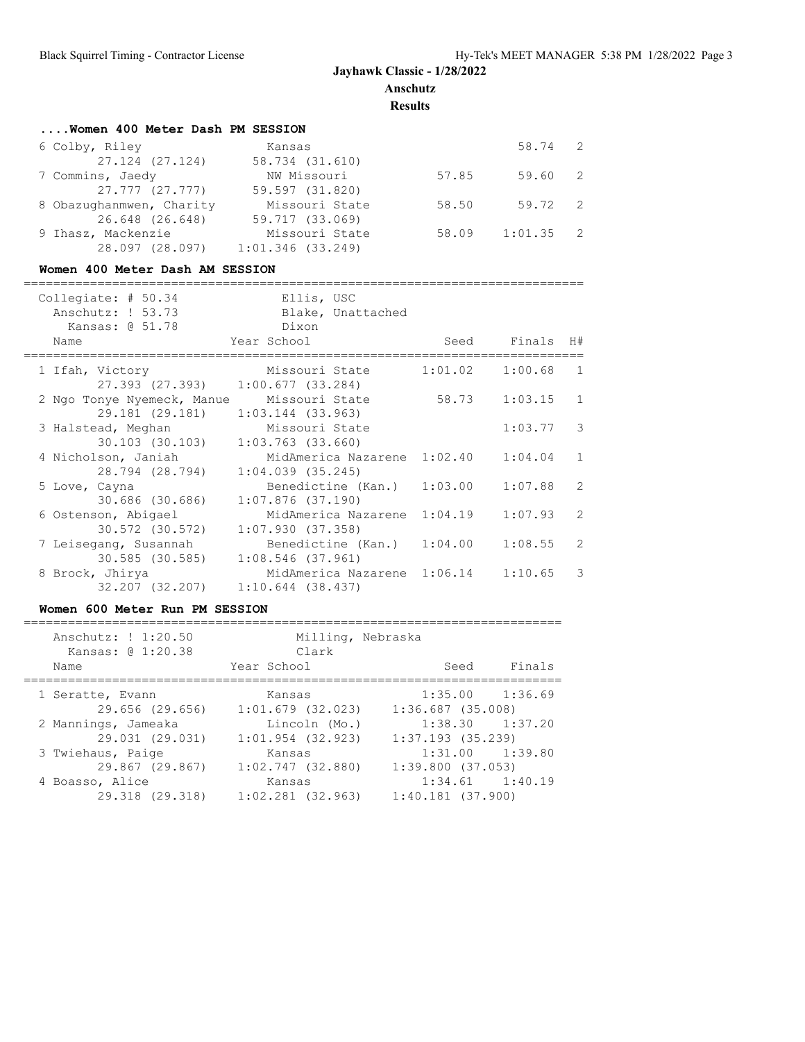# Jayhawk Classic - 1/28/2022

**Anschutz**

**Results**

### ....Women 400 Meter Dash PM SESSION

| Name | Year School | Seed | Finals | H# |
|---|---|---|---|---|
| 6 Colby, Riley | Kansas | | 58.74 | 2 |
| 27.124 (27.124) | 58.734 (31.610) | | | |
| 7 Commins, Jaedy | NW Missouri | 57.85 | 59.60 | 2 |
| 27.777 (27.777) | 59.597 (31.820) | | | |
| 8 Obazughanmwen, Charity | Missouri State | 58.50 | 59.72 | 2 |
| 26.648 (26.648) | 59.717 (33.069) | | | |
| 9 Ihasz, Mackenzie | Missouri State | 58.09 | 1:01.35 | 2 |
| 28.097 (28.097) | 1:01.346 (33.249) | | | |

### Women 400 Meter Dash AM SESSION

Collegiate: # 50.34 — Ellis, USC
Anschutz: ! 53.73 — Blake, Unattached
Kansas: @ 51.78 — Dixon

| Name | Year School | Seed | Finals | H# |
|---|---|---|---|---|
| 1 Ifah, Victory | Missouri State | 1:01.02 | 1:00.68 | 1 |
| 27.393 (27.393) | 1:00.677 (33.284) | | | |
| 2 Ngo Tonye Nyemeck, Manue | Missouri State | 58.73 | 1:03.15 | 1 |
| 29.181 (29.181) | 1:03.144 (33.963) | | | |
| 3 Halstead, Meghan | Missouri State | | 1:03.77 | 3 |
| 30.103 (30.103) | 1:03.763 (33.660) | | | |
| 4 Nicholson, Janiah | MidAmerica Nazarene | 1:02.40 | 1:04.04 | 1 |
| 28.794 (28.794) | 1:04.039 (35.245) | | | |
| 5 Love, Cayna | Benedictine (Kan.) | 1:03.00 | 1:07.88 | 2 |
| 30.686 (30.686) | 1:07.876 (37.190) | | | |
| 6 Ostenson, Abigael | MidAmerica Nazarene | 1:04.19 | 1:07.93 | 2 |
| 30.572 (30.572) | 1:07.930 (37.358) | | | |
| 7 Leisegang, Susannah | Benedictine (Kan.) | 1:04.00 | 1:08.55 | 2 |
| 30.585 (30.585) | 1:08.546 (37.961) | | | |
| 8 Brock, Jhirya | MidAmerica Nazarene | 1:06.14 | 1:10.65 | 3 |
| 32.207 (32.207) | 1:10.644 (38.437) | | | |

### Women 600 Meter Run PM SESSION

Anschutz: ! 1:20.50 — Milling, Nebraska
Kansas: @ 1:20.38 — Clark

| Name | Year School | Seed | Finals |
|---|---|---|---|
| 1 Seratte, Evann | Kansas | 1:35.00 | 1:36.69 |
| 29.656 (29.656) | 1:01.679 (32.023) | 1:36.687 (35.008) | |
| 2 Mannings, Jameaka | Lincoln (Mo.) | 1:38.30 | 1:37.20 |
| 29.031 (29.031) | 1:01.954 (32.923) | 1:37.193 (35.239) | |
| 3 Twiehaus, Paige | Kansas | 1:31.00 | 1:39.80 |
| 29.867 (29.867) | 1:02.747 (32.880) | 1:39.800 (37.053) | |
| 4 Boasso, Alice | Kansas | 1:34.61 | 1:40.19 |
| 29.318 (29.318) | 1:02.281 (32.963) | 1:40.181 (37.900) | |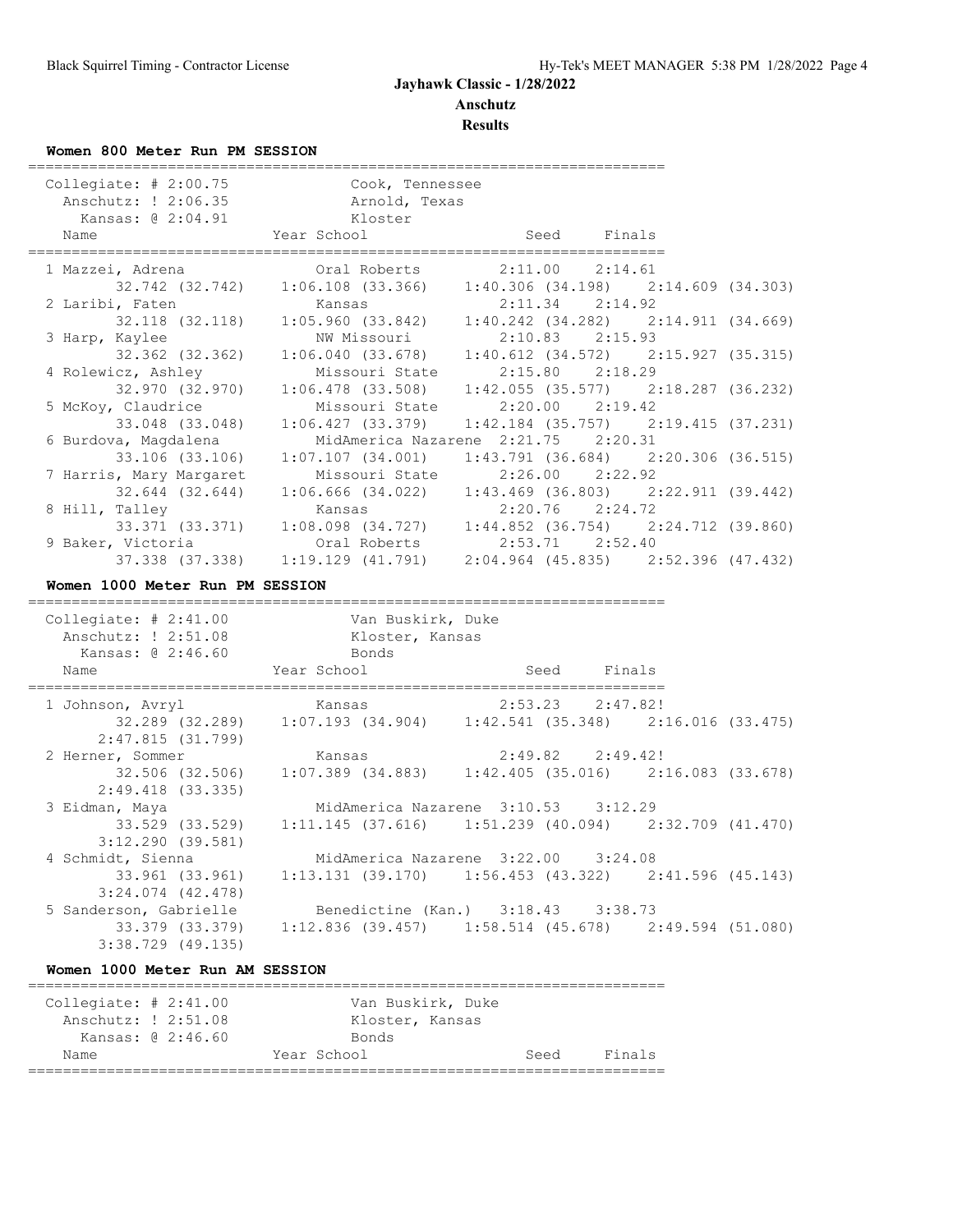# Jayhawk Classic - 1/28/2022

## Anschutz

### Results

#### Women 800 Meter Run PM SESSION

Collegiate: # 2:00.75 — Cook, Tennessee
Anschutz: ! 2:06.35 — Arnold, Texas
Kansas: @ 2:04.91 — Kloster

| Name | Year | School | Seed | Finals |
|---|---|---|---|---|
| 1 Mazzei, Adrena | | Oral Roberts | 2:11.00 | 2:14.61 |
| 32.742 (32.742) 1:06.108 (33.366) 1:40.306 (34.198) 2:14.609 (34.303) | | | | |
| 2 Laribi, Faten | | Kansas | 2:11.34 | 2:14.92 |
| 32.118 (32.118) 1:05.960 (33.842) 1:40.242 (34.282) 2:14.911 (34.669) | | | | |
| 3 Harp, Kaylee | | NW Missouri | 2:10.83 | 2:15.93 |
| 32.362 (32.362) 1:06.040 (33.678) 1:40.612 (34.572) 2:15.927 (35.315) | | | | |
| 4 Rolewicz, Ashley | | Missouri State | 2:15.80 | 2:18.29 |
| 32.970 (32.970) 1:06.478 (33.508) 1:42.055 (35.577) 2:18.287 (36.232) | | | | |
| 5 McKoy, Claudrice | | Missouri State | 2:20.00 | 2:19.42 |
| 33.048 (33.048) 1:06.427 (33.379) 1:42.184 (35.757) 2:19.415 (37.231) | | | | |
| 6 Burdova, Magdalena | | MidAmerica Nazarene | 2:21.75 | 2:20.31 |
| 33.106 (33.106) 1:07.107 (34.001) 1:43.791 (36.684) 2:20.306 (36.515) | | | | |
| 7 Harris, Mary Margaret | | Missouri State | 2:26.00 | 2:22.92 |
| 32.644 (32.644) 1:06.666 (34.022) 1:43.469 (36.803) 2:22.911 (39.442) | | | | |
| 8 Hill, Talley | | Kansas | 2:20.76 | 2:24.72 |
| 33.371 (33.371) 1:08.098 (34.727) 1:44.852 (36.754) 2:24.712 (39.860) | | | | |
| 9 Baker, Victoria | | Oral Roberts | 2:53.71 | 2:52.40 |
| 37.338 (37.338) 1:19.129 (41.791) 2:04.964 (45.835) 2:52.396 (47.432) | | | | |

#### Women 1000 Meter Run PM SESSION

Collegiate: # 2:41.00 — Van Buskirk, Duke
Anschutz: ! 2:51.08 — Kloster, Kansas
Kansas: @ 2:46.60 — Bonds

| Name | Year | School | Seed | Finals |
|---|---|---|---|---|
| 1 Johnson, Avryl | | Kansas | 2:53.23 | 2:47.82! |
| 32.289 (32.289) 1:07.193 (34.904) 1:42.541 (35.348) 2:16.016 (33.475) 2:47.815 (31.799) | | | | |
| 2 Herner, Sommer | | Kansas | 2:49.82 | 2:49.42! |
| 32.506 (32.506) 1:07.389 (34.883) 1:42.405 (35.016) 2:16.083 (33.678) 2:49.418 (33.335) | | | | |
| 3 Eidman, Maya | | MidAmerica Nazarene | 3:10.53 | 3:12.29 |
| 33.529 (33.529) 1:11.145 (37.616) 1:51.239 (40.094) 2:32.709 (41.470) 3:12.290 (39.581) | | | | |
| 4 Schmidt, Sienna | | MidAmerica Nazarene | 3:22.00 | 3:24.08 |
| 33.961 (33.961) 1:13.131 (39.170) 1:56.453 (43.322) 2:41.596 (45.143) 3:24.074 (42.478) | | | | |
| 5 Sanderson, Gabrielle | | Benedictine (Kan.) | 3:18.43 | 3:38.73 |
| 33.379 (33.379) 1:12.836 (39.457) 1:58.514 (45.678) 2:49.594 (51.080) 3:38.729 (49.135) | | | | |

#### Women 1000 Meter Run AM SESSION

Collegiate: # 2:41.00 — Van Buskirk, Duke
Anschutz: ! 2:51.08 — Kloster, Kansas
Kansas: @ 2:46.60 — Bonds

| Name | Year | School | Seed | Finals |
|---|---|---|---|---|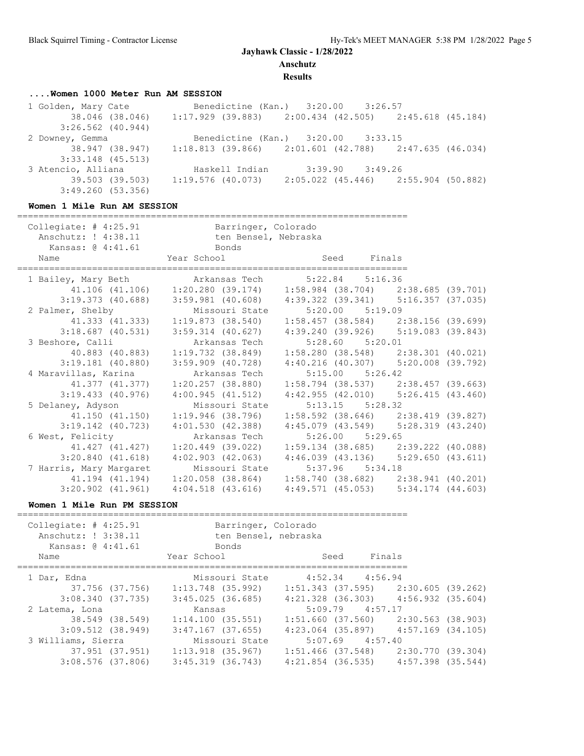# Jayhawk Classic - 1/28/2022

**Anschutz**

**Results**

### ....Women 1000 Meter Run AM SESSION

```
 1 Golden, Mary Cate          Benedictine (Kan.)  3:20.00    3:26.57  
        38.046 (38.046)    1:17.929 (39.883)    2:00.434 (42.505)    2:45.618 (45.184)
      3:26.562 (40.944)
 2 Downey, Gemma              Benedictine (Kan.)  3:20.00    3:33.15  
        38.947 (38.947)    1:18.813 (39.866)    2:01.601 (42.788)    2:47.635 (46.034)
      3:33.148 (45.513)
 3 Atencio, Alliana           Haskell Indian      3:39.90    3:49.26  
        39.503 (39.503)    1:19.576 (40.073)    2:05.022 (45.446)    2:55.904 (50.882)
      3:49.260 (53.356)
```

### Women 1 Mile Run AM SESSION

```
========================================================================
  Collegiate: # 4:25.91            Barringer, Colorado                  
   Anschutz: ! 4:38.11             ten Bensel, Nebraska                 
     Kansas: @ 4:41.61             Bonds                                
   Name                    Year School                  Seed     Finals 
========================================================================
  1 Bailey, Mary Beth           Arkansas Tech          5:22.84    5:16.36  
         41.106 (41.106)    1:20.280 (39.174)    1:58.984 (38.704)    2:38.685 (39.701)
       3:19.373 (40.688)    3:59.981 (40.608)    4:39.322 (39.341)    5:16.357 (37.035)
  2 Palmer, Shelby              Missouri State         5:20.00    5:19.09  
         41.333 (41.333)    1:19.873 (38.540)    1:58.457 (38.584)    2:38.156 (39.699)
       3:18.687 (40.531)    3:59.314 (40.627)    4:39.240 (39.926)    5:19.083 (39.843)
  3 Beshore, Calli              Arkansas Tech          5:28.60    5:20.01  
         40.883 (40.883)    1:19.732 (38.849)    1:58.280 (38.548)    2:38.301 (40.021)
       3:19.181 (40.880)    3:59.909 (40.728)    4:40.216 (40.307)    5:20.008 (39.792)
  4 Maravillas, Karina          Arkansas Tech          5:15.00    5:26.42  
         41.377 (41.377)    1:20.257 (38.880)    1:58.794 (38.537)    2:38.457 (39.663)
       3:19.433 (40.976)    4:00.945 (41.512)    4:42.955 (42.010)    5:26.415 (43.460)
  5 Delaney, Adyson             Missouri State         5:13.15    5:28.32  
         41.150 (41.150)    1:19.946 (38.796)    1:58.592 (38.646)    2:38.419 (39.827)
       3:19.142 (40.723)    4:01.530 (42.388)    4:45.079 (43.549)    5:28.319 (43.240)
  6 West, Felicity              Arkansas Tech          5:26.00    5:29.65  
         41.427 (41.427)    1:20.449 (39.022)    1:59.134 (38.685)    2:39.222 (40.088)
       3:20.840 (41.618)    4:02.903 (42.063)    4:46.039 (43.136)    5:29.650 (43.611)
  7 Harris, Mary Margaret       Missouri State         5:37.96    5:34.18  
         41.194 (41.194)    1:20.058 (38.864)    1:58.740 (38.682)    2:38.941 (40.201)
       3:20.902 (41.961)    4:04.518 (43.616)    4:49.571 (45.053)    5:34.174 (44.603)
```

### Women 1 Mile Run PM SESSION

```
========================================================================
  Collegiate: # 4:25.91            Barringer, Colorado                  
   Anschutz: ! 3:38.11             ten Bensel, nebraska                 
     Kansas: @ 4:41.61             Bonds                                
   Name                    Year School                  Seed     Finals 
========================================================================
  1 Dar, Edna                   Missouri State         4:52.34    4:56.94  
         37.756 (37.756)    1:13.748 (35.992)    1:51.343 (37.595)    2:30.605 (39.262)
       3:08.340 (37.735)    3:45.025 (36.685)    4:21.328 (36.303)    4:56.932 (35.604)
  2 Latema, Lona                Kansas                 5:09.79    4:57.17  
         38.549 (38.549)    1:14.100 (35.551)    1:51.660 (37.560)    2:30.563 (38.903)
       3:09.512 (38.949)    3:47.167 (37.655)    4:23.064 (35.897)    4:57.169 (34.105)
  3 Williams, Sierra            Missouri State         5:07.69    4:57.40  
         37.951 (37.951)    1:13.918 (35.967)    1:51.466 (37.548)    2:30.770 (39.304)
       3:08.576 (37.806)    3:45.319 (36.743)    4:21.854 (36.535)    4:57.398 (35.544)
```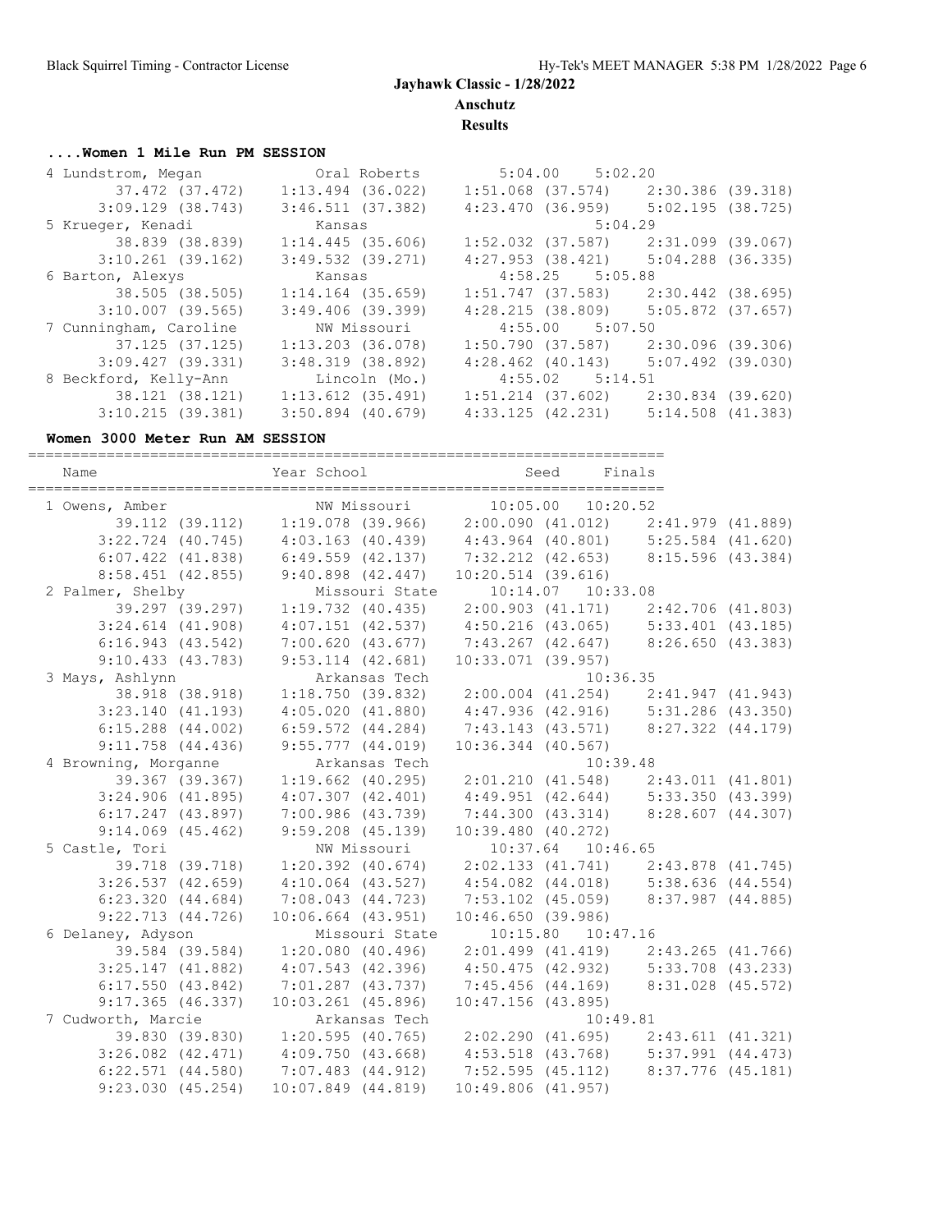# Jayhawk Classic - 1/28/2022

**Anschutz**

**Results**

### ....Women 1 Mile Run PM SESSION

```
 4 Lundstrom, Megan          Oral Roberts            5:04.00     5:02.20  
      37.472 (37.472)    1:13.494 (36.022)    1:51.068 (37.574)    2:30.386 (39.318)
    3:09.129 (38.743)    3:46.511 (37.382)    4:23.470 (36.959)    5:02.195 (38.725)
 5 Krueger, Kenadi           Kansas                              5:04.29  
      38.839 (38.839)    1:14.445 (35.606)    1:52.032 (37.587)    2:31.099 (39.067)
    3:10.261 (39.162)    3:49.532 (39.271)    4:27.953 (38.421)    5:04.288 (36.335)
 6 Barton, Alexys            Kansas                  4:58.25     5:05.88  
      38.505 (38.505)    1:14.164 (35.659)    1:51.747 (37.583)    2:30.442 (38.695)
    3:10.007 (39.565)    3:49.406 (39.399)    4:28.215 (38.809)    5:05.872 (37.657)
 7 Cunningham, Caroline      NW Missouri             4:55.00     5:07.50  
      37.125 (37.125)    1:13.203 (36.078)    1:50.790 (37.587)    2:30.096 (39.306)
    3:09.427 (39.331)    3:48.319 (38.892)    4:28.462 (40.143)    5:07.492 (39.030)
 8 Beckford, Kelly-Ann       Lincoln (Mo.)           4:55.02     5:14.51  
      38.121 (38.121)    1:13.612 (35.491)    1:51.214 (37.602)    2:30.834 (39.620)
    3:10.215 (39.381)    3:50.894 (40.679)    4:33.125 (42.231)    5:14.508 (41.383)
```

### Women 3000 Meter Run AM SESSION

```
=========================================================================
   Name                    Year School                  Seed     Finals  
=========================================================================
 1 Owens, Amber               NW Missouri            10:05.00   10:20.52  
      39.112 (39.112)    1:19.078 (39.966)    2:00.090 (41.012)    2:41.979 (41.889)
    3:22.724 (40.745)    4:03.163 (40.439)    4:43.964 (40.801)    5:25.584 (41.620)
    6:07.422 (41.838)    6:49.559 (42.137)    7:32.212 (42.653)    8:15.596 (43.384)
    8:58.451 (42.855)    9:40.898 (42.447)   10:20.514 (39.616)
 2 Palmer, Shelby             Missouri State         10:14.07   10:33.08  
      39.297 (39.297)    1:19.732 (40.435)    2:00.903 (41.171)    2:42.706 (41.803)
    3:24.614 (41.908)    4:07.151 (42.537)    4:50.216 (43.065)    5:33.401 (43.185)
    6:16.943 (43.542)    7:00.620 (43.677)    7:43.267 (42.647)    8:26.650 (43.383)
    9:10.433 (43.783)    9:53.114 (42.681)   10:33.071 (39.957)
 3 Mays, Ashlynn              Arkansas Tech                     10:36.35  
      38.918 (38.918)    1:18.750 (39.832)    2:00.004 (41.254)    2:41.947 (41.943)
    3:23.140 (41.193)    4:05.020 (41.880)    4:47.936 (42.916)    5:31.286 (43.350)
    6:15.288 (44.002)    6:59.572 (44.284)    7:43.143 (43.571)    8:27.322 (44.179)
    9:11.758 (44.436)    9:55.777 (44.019)   10:36.344 (40.567)
 4 Browning, Morganne         Arkansas Tech                     10:39.48  
      39.367 (39.367)    1:19.662 (40.295)    2:01.210 (41.548)    2:43.011 (41.801)
    3:24.906 (41.895)    4:07.307 (42.401)    4:49.951 (42.644)    5:33.350 (43.399)
    6:17.247 (43.897)    7:00.986 (43.739)    7:44.300 (43.314)    8:28.607 (44.307)
    9:14.069 (45.462)    9:59.208 (45.139)   10:39.480 (40.272)
 5 Castle, Tori               NW Missouri            10:37.64   10:46.65  
      39.718 (39.718)    1:20.392 (40.674)    2:02.133 (41.741)    2:43.878 (41.745)
    3:26.537 (42.659)    4:10.064 (43.527)    4:54.082 (44.018)    5:38.636 (44.554)
    6:23.320 (44.684)    7:08.043 (44.723)    7:53.102 (45.059)    8:37.987 (44.885)
    9:22.713 (44.726)   10:06.664 (43.951)   10:46.650 (39.986)
 6 Delaney, Adyson            Missouri State         10:15.80   10:47.16  
      39.584 (39.584)    1:20.080 (40.496)    2:01.499 (41.419)    2:43.265 (41.766)
    3:25.147 (41.882)    4:07.543 (42.396)    4:50.475 (42.932)    5:33.708 (43.233)
    6:17.550 (43.842)    7:01.287 (43.737)    7:45.456 (44.169)    8:31.028 (45.572)
    9:17.365 (46.337)   10:03.261 (45.896)   10:47.156 (43.895)
 7 Cudworth, Marcie           Arkansas Tech                     10:49.81  
      39.830 (39.830)    1:20.595 (40.765)    2:02.290 (41.695)    2:43.611 (41.321)
    3:26.082 (42.471)    4:09.750 (43.668)    4:53.518 (43.768)    5:37.991 (44.473)
    6:22.571 (44.580)    7:07.483 (44.912)    7:52.595 (45.112)    8:37.776 (45.181)
    9:23.030 (45.254)   10:07.849 (44.819)   10:49.806 (41.957)
```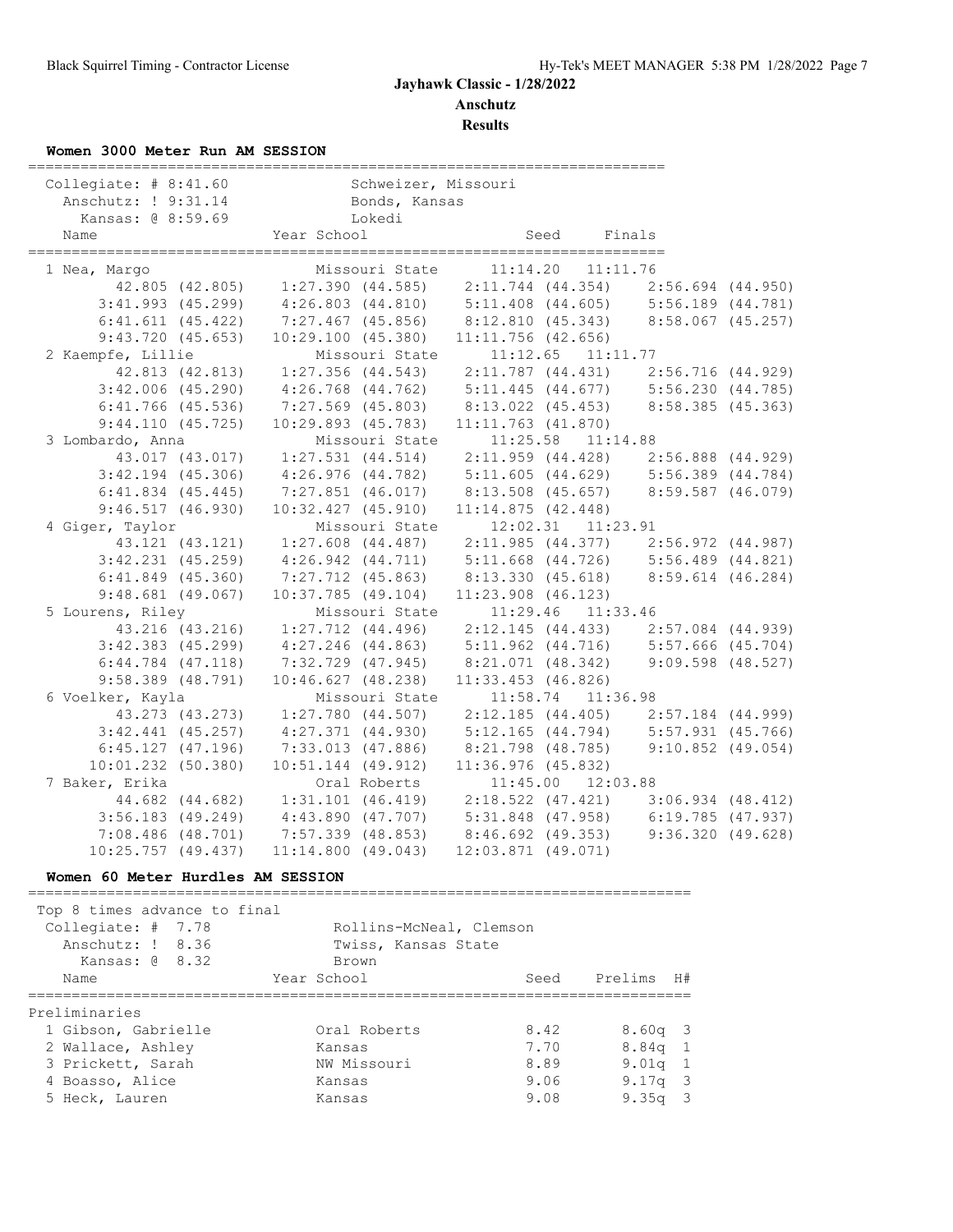# Jayhawk Classic - 1/28/2022

## Anschutz

## Results

### Women 3000 Meter Run AM SESSION

| | | |
|---|---|---|
| Collegiate: # 8:41.60 | Schweizer, Missouri | |
| Anschutz: ! 9:31.14 | Bonds, Kansas | |
| Kansas: @ 8:59.69 | Lokedi | |

| Name | Year School | Seed | Finals |
|---|---|---|---|
| 1 Nea, Margo | Missouri State | 11:14.20 | 11:11.76 |
| 42.805 (42.805) | 1:27.390 (44.585) | 2:11.744 (44.354) | 2:56.694 (44.950) |
| 3:41.993 (45.299) | 4:26.803 (44.810) | 5:11.408 (44.605) | 5:56.189 (44.781) |
| 6:41.611 (45.422) | 7:27.467 (45.856) | 8:12.810 (45.343) | 8:58.067 (45.257) |
| 9:43.720 (45.653) | 10:29.100 (45.380) | 11:11.756 (42.656) | |
| 2 Kaempfe, Lillie | Missouri State | 11:12.65 | 11:11.77 |
| 42.813 (42.813) | 1:27.356 (44.543) | 2:11.787 (44.431) | 2:56.716 (44.929) |
| 3:42.006 (45.290) | 4:26.768 (44.762) | 5:11.445 (44.677) | 5:56.230 (44.785) |
| 6:41.766 (45.536) | 7:27.569 (45.803) | 8:13.022 (45.453) | 8:58.385 (45.363) |
| 9:44.110 (45.725) | 10:29.893 (45.783) | 11:11.763 (41.870) | |
| 3 Lombardo, Anna | Missouri State | 11:25.58 | 11:14.88 |
| 43.017 (43.017) | 1:27.531 (44.514) | 2:11.959 (44.428) | 2:56.888 (44.929) |
| 3:42.194 (45.306) | 4:26.976 (44.782) | 5:11.605 (44.629) | 5:56.389 (44.784) |
| 6:41.834 (45.445) | 7:27.851 (46.017) | 8:13.508 (45.657) | 8:59.587 (46.079) |
| 9:46.517 (46.930) | 10:32.427 (45.910) | 11:14.875 (42.448) | |
| 4 Giger, Taylor | Missouri State | 12:02.31 | 11:23.91 |
| 43.121 (43.121) | 1:27.608 (44.487) | 2:11.985 (44.377) | 2:56.972 (44.987) |
| 3:42.231 (45.259) | 4:26.942 (44.711) | 5:11.668 (44.726) | 5:56.489 (44.821) |
| 6:41.849 (45.360) | 7:27.712 (45.863) | 8:13.330 (45.618) | 8:59.614 (46.284) |
| 9:48.681 (49.067) | 10:37.785 (49.104) | 11:23.908 (46.123) | |
| 5 Lourens, Riley | Missouri State | 11:29.46 | 11:33.46 |
| 43.216 (43.216) | 1:27.712 (44.496) | 2:12.145 (44.433) | 2:57.084 (44.939) |
| 3:42.383 (45.299) | 4:27.246 (44.863) | 5:11.962 (44.716) | 5:57.666 (45.704) |
| 6:44.784 (47.118) | 7:32.729 (47.945) | 8:21.071 (48.342) | 9:09.598 (48.527) |
| 9:58.389 (48.791) | 10:46.627 (48.238) | 11:33.453 (46.826) | |
| 6 Voelker, Kayla | Missouri State | 11:58.74 | 11:36.98 |
| 43.273 (43.273) | 1:27.780 (44.507) | 2:12.185 (44.405) | 2:57.184 (44.999) |
| 3:42.441 (45.257) | 4:27.371 (44.930) | 5:12.165 (44.794) | 5:57.931 (45.766) |
| 6:45.127 (47.196) | 7:33.013 (47.886) | 8:21.798 (48.785) | 9:10.852 (49.054) |
| 10:01.232 (50.380) | 10:51.144 (49.912) | 11:36.976 (45.832) | |
| 7 Baker, Erika | Oral Roberts | 11:45.00 | 12:03.88 |
| 44.682 (44.682) | 1:31.101 (46.419) | 2:18.522 (47.421) | 3:06.934 (48.412) |
| 3:56.183 (49.249) | 4:43.890 (47.707) | 5:31.848 (47.958) | 6:19.785 (47.937) |
| 7:08.486 (48.701) | 7:57.339 (48.853) | 8:46.692 (49.353) | 9:36.320 (49.628) |
| 10:25.757 (49.437) | 11:14.800 (49.043) | 12:03.871 (49.071) | |

### Women 60 Meter Hurdles AM SESSION

Top 8 times advance to final

| | | |
|---|---|---|
| Collegiate: # 7.78 | Rollins-McNeal, Clemson | |
| Anschutz: ! 8.36 | Twiss, Kansas State | |
| Kansas: @ 8.32 | Brown | |

| Name | Year School | Seed | Prelims | H# |
|---|---|---|---|---|
| **Preliminaries** | | | | |
| 1 Gibson, Gabrielle | Oral Roberts | 8.42 | 8.60q | 3 |
| 2 Wallace, Ashley | Kansas | 7.70 | 8.84q | 1 |
| 3 Prickett, Sarah | NW Missouri | 8.89 | 9.01q | 1 |
| 4 Boasso, Alice | Kansas | 9.06 | 9.17q | 3 |
| 5 Heck, Lauren | Kansas | 9.08 | 9.35q | 3 |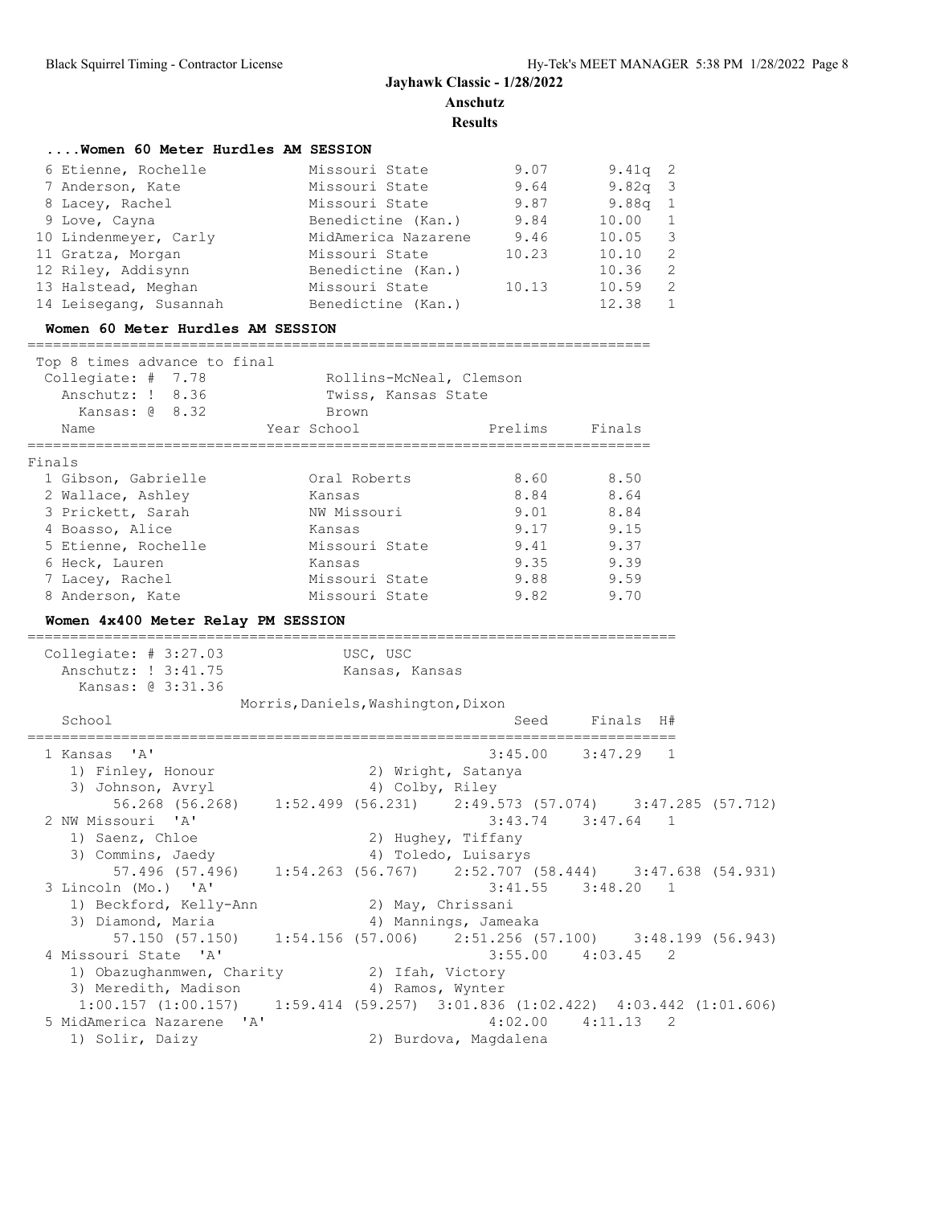**Jayhawk Classic - 1/28/2022**
**Anschutz**
**Results**

### ....Women 60 Meter Hurdles AM SESSION

| Place | Name | School | Seed | Prelims | H# |
|---|---|---|---|---|---|
| 6 | Etienne, Rochelle | Missouri State | 9.07 | 9.41q | 2 |
| 7 | Anderson, Kate | Missouri State | 9.64 | 9.82q | 3 |
| 8 | Lacey, Rachel | Missouri State | 9.87 | 9.88q | 1 |
| 9 | Love, Cayna | Benedictine (Kan.) | 9.84 | 10.00 | 1 |
| 10 | Lindenmeyer, Carly | MidAmerica Nazarene | 9.46 | 10.05 | 3 |
| 11 | Gratza, Morgan | Missouri State | 10.23 | 10.10 | 2 |
| 12 | Riley, Addisynn | Benedictine (Kan.) | | 10.36 | 2 |
| 13 | Halstead, Meghan | Missouri State | 10.13 | 10.59 | 2 |
| 14 | Leisegang, Susannah | Benedictine (Kan.) | | 12.38 | 1 |

### Women 60 Meter Hurdles AM SESSION

Top 8 times advance to final
Collegiate: # 7.78 Rollins-McNeal, Clemson
Anschutz: ! 8.36 Twiss, Kansas State
Kansas: @ 8.32 Brown

Finals

| Place | Name | Year School | Prelims | Finals |
|---|---|---|---|---|
| 1 | Gibson, Gabrielle | Oral Roberts | 8.60 | 8.50 |
| 2 | Wallace, Ashley | Kansas | 8.84 | 8.64 |
| 3 | Prickett, Sarah | NW Missouri | 9.01 | 8.84 |
| 4 | Boasso, Alice | Kansas | 9.17 | 9.15 |
| 5 | Etienne, Rochelle | Missouri State | 9.41 | 9.37 |
| 6 | Heck, Lauren | Kansas | 9.35 | 9.39 |
| 7 | Lacey, Rachel | Missouri State | 9.88 | 9.59 |
| 8 | Anderson, Kate | Missouri State | 9.82 | 9.70 |

### Women 4x400 Meter Relay PM SESSION

Collegiate: # 3:27.03 USC, USC
Anschutz: ! 3:41.75 Kansas, Kansas
Kansas: @ 3:31.36
Morris, Daniels, Washington, Dixon

| Place | School | Seed | Finals | H# |
|---|---|---|---|---|
| 1 | Kansas 'A' | 3:45.00 | 3:47.29 | 1 |
| | 1) Finley, Honour 2) Wright, Satanya 3) Johnson, Avryl 4) Colby, Riley | | | |
| | 56.268 (56.268) 1:52.499 (56.231) 2:49.573 (57.074) 3:47.285 (57.712) | | | |
| 2 | NW Missouri 'A' | 3:43.74 | 3:47.64 | 1 |
| | 1) Saenz, Chloe 2) Hughey, Tiffany 3) Commins, Jaedy 4) Toledo, Luisarys | | | |
| | 57.496 (57.496) 1:54.263 (56.767) 2:52.707 (58.444) 3:47.638 (54.931) | | | |
| 3 | Lincoln (Mo.) 'A' | 3:41.55 | 3:48.20 | 1 |
| | 1) Beckford, Kelly-Ann 2) May, Chrissani 3) Diamond, Maria 4) Mannings, Jameaka | | | |
| | 57.150 (57.150) 1:54.156 (57.006) 2:51.256 (57.100) 3:48.199 (56.943) | | | |
| 4 | Missouri State 'A' | 3:55.00 | 4:03.45 | 2 |
| | 1) Obazughanmwen, Charity 2) Ifah, Victory 3) Meredith, Madison 4) Ramos, Wynter | | | |
| | 1:00.157 (1:00.157) 1:59.414 (59.257) 3:01.836 (1:02.422) 4:03.442 (1:01.606) | | | |
| 5 | MidAmerica Nazarene 'A' | 4:02.00 | 4:11.13 | 2 |
| | 1) Solir, Daizy 2) Burdova, Magdalena | | | |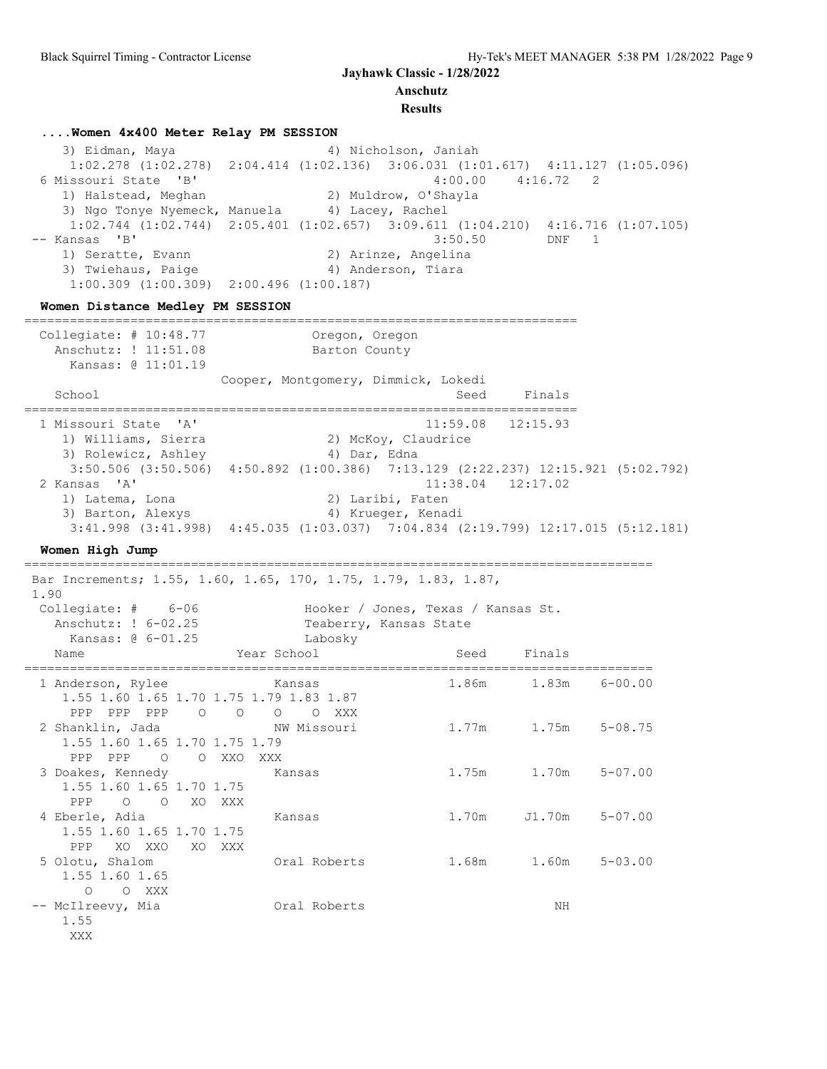## Jayhawk Classic - 1/28/2022

**Anschutz**

**Results**

### ....Women 4x400 Meter Relay PM SESSION

```
    3) Eidman, Maya                    4) Nicholson, Janiah
     1:02.278 (1:02.278)  2:04.414 (1:02.136)  3:06.031 (1:01.617)  4:11.127 (1:05.096)
  6 Missouri State  'B'                               4:00.00    4:16.72   2
     1) Halstead, Meghan                2) Muldrow, O'Shayla
     3) Ngo Tonye Nyemeck, Manuela      4) Lacey, Rachel
     1:02.744 (1:02.744)  2:05.401 (1:02.657)  3:09.611 (1:04.210)  4:16.716 (1:07.105)
 -- Kansas  'B'                                       3:50.50        DNF   1
     1) Seratte, Evann                  2) Arinze, Angelina
     3) Twiehaus, Paige                 4) Anderson, Tiara
     1:00.309 (1:00.309)  2:00.496 (1:00.187)
```

### Women Distance Medley PM SESSION

```
========================================================================
  Collegiate: # 10:48.77              Oregon, Oregon
    Anschutz: ! 11:51.08              Barton County
      Kansas: @ 11:01.19
                         Cooper, Montgomery, Dimmick, Lokedi
    School                                            Seed     Finals
========================================================================
  1 Missouri State  'A'                             11:59.08   12:15.93
     1) Williams, Sierra                2) McKoy, Claudrice
     3) Rolewicz, Ashley                4) Dar, Edna
     3:50.506 (3:50.506)  4:50.892 (1:00.386)  7:13.129 (2:22.237) 12:15.921 (5:02.792)
  2 Kansas  'A'                                     11:38.04   12:17.02
     1) Latema, Lona                    2) Laribi, Faten
     3) Barton, Alexys                  4) Krueger, Kenadi
     3:41.998 (3:41.998)  4:45.035 (1:03.037)  7:04.834 (2:19.799) 12:17.015 (5:12.181)
```

### Women High Jump

```
=================================================================================
 Bar Increments; 1.55, 1.60, 1.65, 170, 1.75, 1.79, 1.83, 1.87,
 1.90
  Collegiate: #    6-06              Hooker / Jones, Texas / Kansas St.
    Anschutz: ! 6-02.25              Teaberry, Kansas State
      Kansas: @ 6-01.25              Labosky
    Name                    Year School                 Seed     Finals
=================================================================================
  1 Anderson, Rylee             Kansas                  1.86m      1.83m    6-00.00
     1.55 1.60 1.65 1.70 1.75 1.79 1.83 1.87
      PPP  PPP  PPP    O    O    O    O  XXX
  2 Shanklin, Jada              NW Missouri             1.77m      1.75m    5-08.75
     1.55 1.60 1.65 1.70 1.75 1.79
      PPP  PPP    O    O  XXO  XXX
  3 Doakes, Kennedy             Kansas                  1.75m      1.70m    5-07.00
     1.55 1.60 1.65 1.70 1.75
      PPP    O    O   XO  XXX
  4 Eberle, Adia                Kansas                  1.70m     J1.70m    5-07.00
     1.55 1.60 1.65 1.70 1.75
      PPP   XO  XXO   XO  XXX
  5 Olotu, Shalom               Oral Roberts            1.68m      1.60m    5-03.00
     1.55 1.60 1.65
        O    O  XXX
 -- McIlreevy, Mia              Oral Roberts                          NH
     1.55
      XXX
```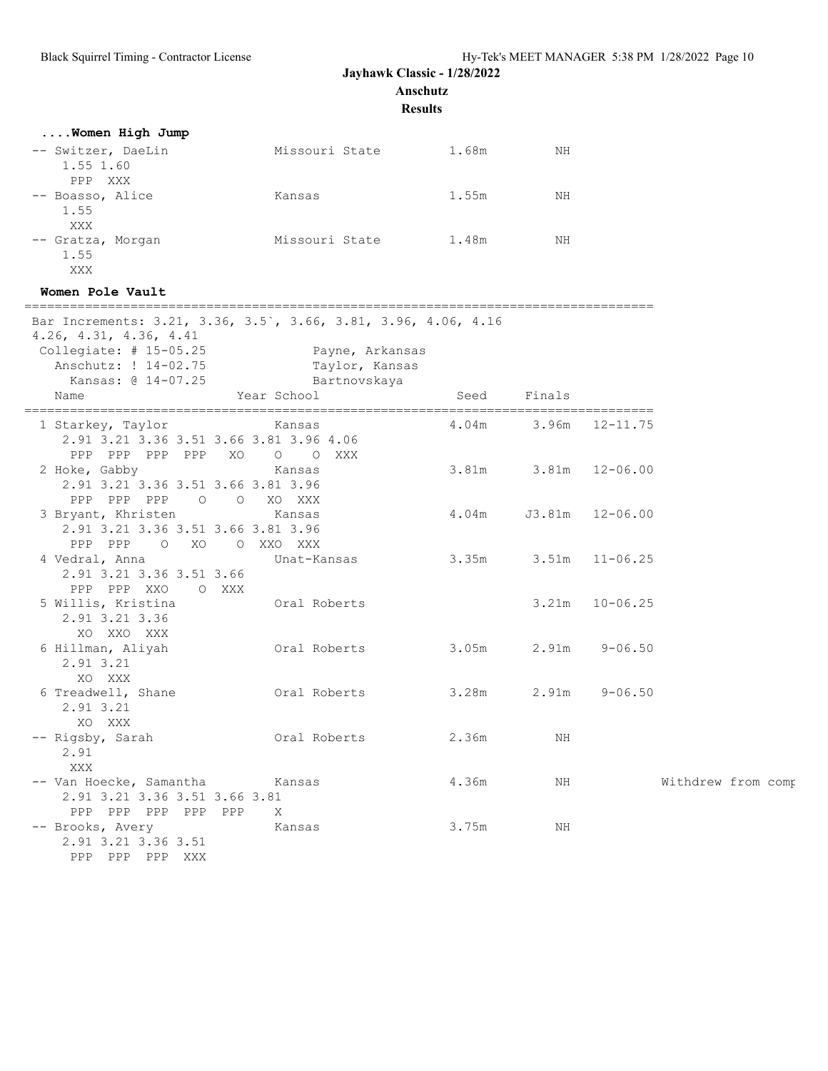**Jayhawk Classic - 1/28/2022**
**Anschutz**
**Results**

### ....Women High Jump

```
-- Switzer, DaeLin           Missouri State        1.68m         NH
    1.55 1.60
    PPP  XXX
-- Boasso, Alice             Kansas                1.55m         NH
    1.55
    XXX
-- Gratza, Morgan            Missouri State        1.48m         NH
    1.55
    XXX
```

### Women Pole Vault

```
=================================================================================
Bar Increments: 3.21, 3.36, 3.5`, 3.66, 3.81, 3.96, 4.06, 4.16
4.26, 4.31, 4.36, 4.41
 Collegiate: # 15-05.25           Payne, Arkansas
   Anschutz: ! 14-02.75           Taylor, Kansas
     Kansas: @ 14-07.25           Bartnovskaya
   Name                    Year School                 Seed     Finals
=================================================================================
  1 Starkey, Taylor            Kansas                 4.04m      3.96m   12-11.75
     2.91 3.21 3.36 3.51 3.66 3.81 3.96 4.06
      PPP  PPP  PPP  PPP   XO    O    O  XXX
  2 Hoke, Gabby                Kansas                 3.81m      3.81m   12-06.00
     2.91 3.21 3.36 3.51 3.66 3.81 3.96
      PPP  PPP  PPP    O    O   XO  XXX
  3 Bryant, Khristen           Kansas                 4.04m     J3.81m   12-06.00
     2.91 3.21 3.36 3.51 3.66 3.81 3.96
      PPP  PPP    O   XO    O  XXO  XXX
  4 Vedral, Anna               Unat-Kansas            3.35m      3.51m   11-06.25
     2.91 3.21 3.36 3.51 3.66
      PPP  PPP  XXO    O  XXX
  5 Willis, Kristina           Oral Roberts                      3.21m   10-06.25
     2.91 3.21 3.36
       XO  XXO  XXX
  6 Hillman, Aliyah            Oral Roberts           3.05m      2.91m    9-06.50
     2.91 3.21
       XO  XXX
  6 Treadwell, Shane           Oral Roberts           3.28m      2.91m    9-06.50
     2.91 3.21
       XO  XXX
 -- Rigsby, Sarah              Oral Roberts           2.36m         NH
     2.91
      XXX
 -- Van Hoecke, Samantha       Kansas                 4.36m         NH          Withdrew from comp
     2.91 3.21 3.36 3.51 3.66 3.81
      PPP  PPP  PPP  PPP  PPP    X
 -- Brooks, Avery              Kansas                 3.75m         NH
     2.91 3.21 3.36 3.51
      PPP  PPP  PPP  XXX
```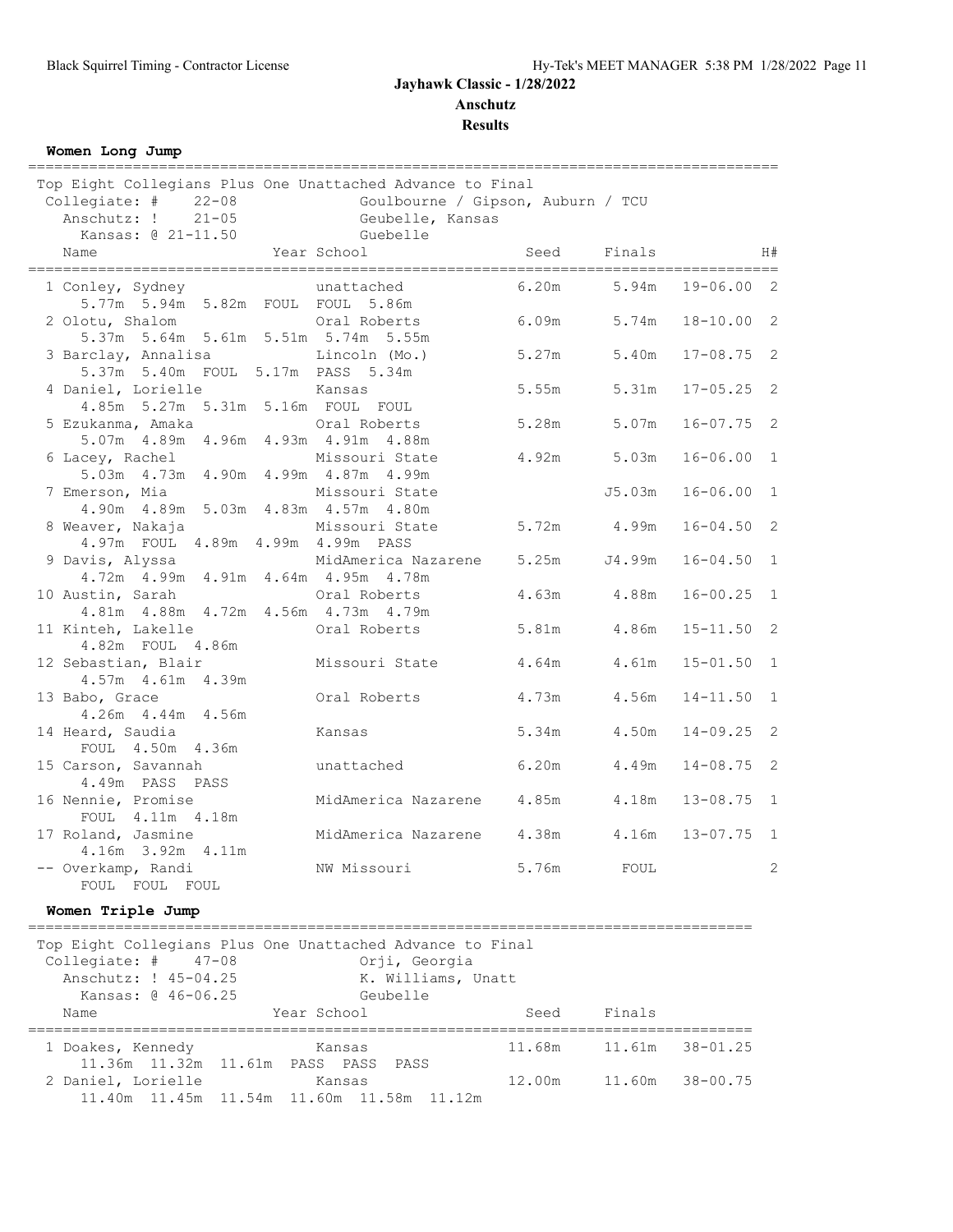**Jayhawk Classic - 1/28/2022**
**Anschutz**
**Results**

### Women Long Jump

Top Eight Collegians Plus One Unattached Advance to Final

| Record | Mark | Holder |
|---|---|---|
| Collegiate: # | 22-08 | Goulbourne / Gipson, Auburn / TCU |
| Anschutz: ! | 21-05 | Geubelle, Kansas |
| Kansas: @ | 21-11.50 | Guebelle |

| Place | Name | Year | School | Seed | Finals | | H# |
|---|---|---|---|---|---|---|---|
| 1 | Conley, Sydney | | unattached | 6.20m | 5.94m | 19-06.00 | 2 |
| | 5.77m 5.94m 5.82m FOUL FOUL 5.86m | | | | | | |
| 2 | Olotu, Shalom | | Oral Roberts | 6.09m | 5.74m | 18-10.00 | 2 |
| | 5.37m 5.64m 5.61m 5.51m 5.74m 5.55m | | | | | | |
| 3 | Barclay, Annalisa | | Lincoln (Mo.) | 5.27m | 5.40m | 17-08.75 | 2 |
| | 5.37m 5.40m FOUL 5.17m PASS 5.34m | | | | | | |
| 4 | Daniel, Lorielle | | Kansas | 5.55m | 5.31m | 17-05.25 | 2 |
| | 4.85m 5.27m 5.31m 5.16m FOUL FOUL | | | | | | |
| 5 | Ezukanma, Amaka | | Oral Roberts | 5.28m | 5.07m | 16-07.75 | 2 |
| | 5.07m 4.89m 4.96m 4.93m 4.91m 4.88m | | | | | | |
| 6 | Lacey, Rachel | | Missouri State | 4.92m | 5.03m | 16-06.00 | 1 |
| | 5.03m 4.73m 4.90m 4.99m 4.87m 4.99m | | | | | | |
| 7 | Emerson, Mia | | Missouri State | | J5.03m | 16-06.00 | 1 |
| | 4.90m 4.89m 5.03m 4.83m 4.57m 4.80m | | | | | | |
| 8 | Weaver, Nakaja | | Missouri State | 5.72m | 4.99m | 16-04.50 | 2 |
| | 4.97m FOUL 4.89m 4.99m 4.99m PASS | | | | | | |
| 9 | Davis, Alyssa | | MidAmerica Nazarene | 5.25m | J4.99m | 16-04.50 | 1 |
| | 4.72m 4.99m 4.91m 4.64m 4.95m 4.78m | | | | | | |
| 10 | Austin, Sarah | | Oral Roberts | 4.63m | 4.88m | 16-00.25 | 1 |
| | 4.81m 4.88m 4.72m 4.56m 4.73m 4.79m | | | | | | |
| 11 | Kinteh, Lakelle | | Oral Roberts | 5.81m | 4.86m | 15-11.50 | 2 |
| | 4.82m FOUL 4.86m | | | | | | |
| 12 | Sebastian, Blair | | Missouri State | 4.64m | 4.61m | 15-01.50 | 1 |
| | 4.57m 4.61m 4.39m | | | | | | |
| 13 | Babo, Grace | | Oral Roberts | 4.73m | 4.56m | 14-11.50 | 1 |
| | 4.26m 4.44m 4.56m | | | | | | |
| 14 | Heard, Saudia | | Kansas | 5.34m | 4.50m | 14-09.25 | 2 |
| | FOUL 4.50m 4.36m | | | | | | |
| 15 | Carson, Savannah | | unattached | 6.20m | 4.49m | 14-08.75 | 2 |
| | 4.49m PASS PASS | | | | | | |
| 16 | Nennie, Promise | | MidAmerica Nazarene | 4.85m | 4.18m | 13-08.75 | 1 |
| | FOUL 4.11m 4.18m | | | | | | |
| 17 | Roland, Jasmine | | MidAmerica Nazarene | 4.38m | 4.16m | 13-07.75 | 1 |
| | 4.16m 3.92m 4.11m | | | | | | |
| -- | Overkamp, Randi | | NW Missouri | 5.76m | FOUL | | 2 |
| | FOUL FOUL FOUL | | | | | | |

### Women Triple Jump

Top Eight Collegians Plus One Unattached Advance to Final

| Record | Mark | Holder |
|---|---|---|
| Collegiate: # | 47-08 | Orji, Georgia |
| Anschutz: ! | 45-04.25 | K. Williams, Unatt |
| Kansas: @ | 46-06.25 | Geubelle |

| Place | Name | Year | School | Seed | Finals | |
|---|---|---|---|---|---|---|
| 1 | Doakes, Kennedy | | Kansas | 11.68m | 11.61m | 38-01.25 |
| | 11.36m 11.32m 11.61m PASS PASS PASS | | | | | |
| 2 | Daniel, Lorielle | | Kansas | 12.00m | 11.60m | 38-00.75 |
| | 11.40m 11.45m 11.54m 11.60m 11.58m 11.12m | | | | | |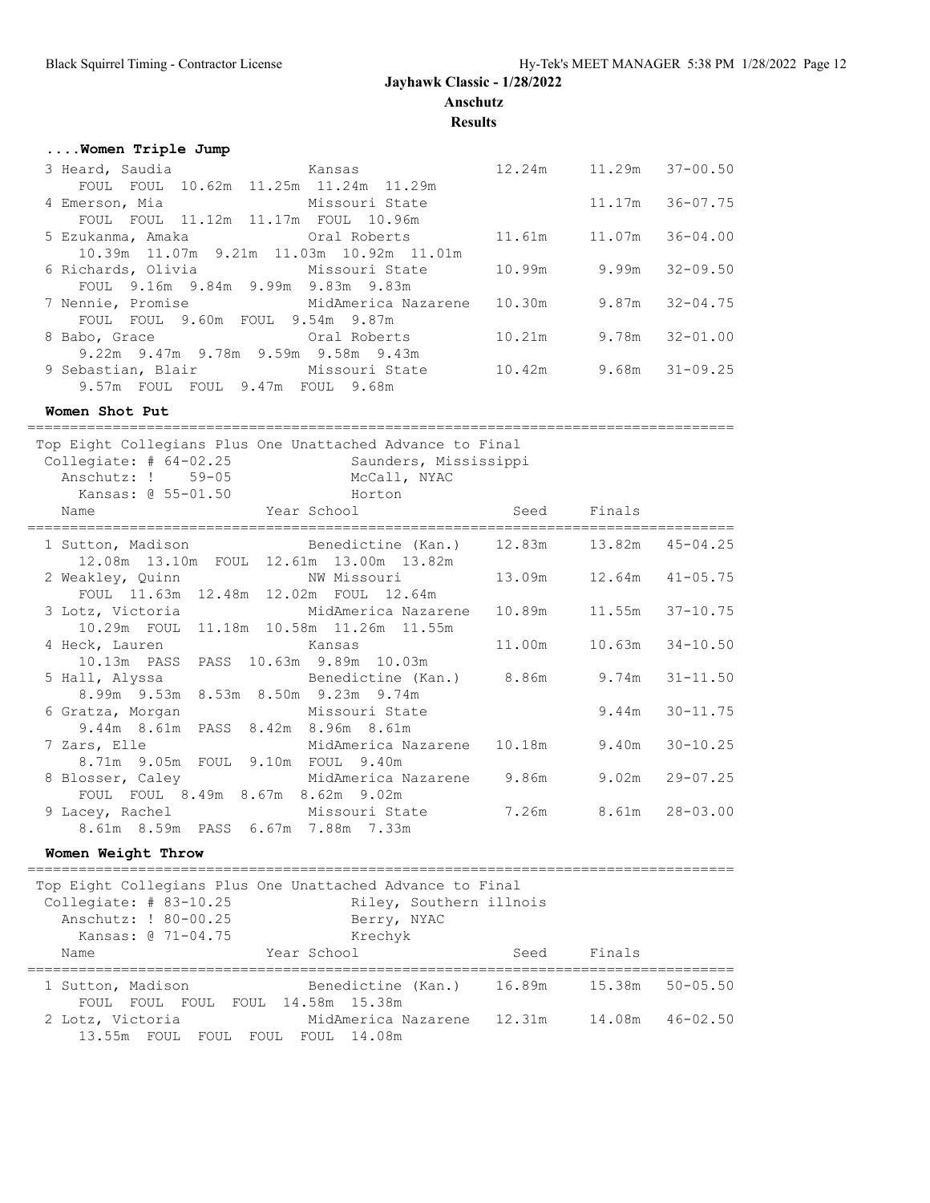# Jayhawk Classic - 1/28/2022

## Anschutz

## Results

### ....Women Triple Jump

| Place | Name | School | Seed | Finals | |
|---|---|---|---|---|---|
| 3 | Heard, Saudia | Kansas | 12.24m | 11.29m | 37-00.50 |
| | FOUL FOUL 10.62m 11.25m 11.24m 11.29m | | | | |
| 4 | Emerson, Mia | Missouri State | | 11.17m | 36-07.75 |
| | FOUL FOUL 11.12m 11.17m FOUL 10.96m | | | | |
| 5 | Ezukanma, Amaka | Oral Roberts | 11.61m | 11.07m | 36-04.00 |
| | 10.39m 11.07m 9.21m 11.03m 10.92m 11.01m | | | | |
| 6 | Richards, Olivia | Missouri State | 10.99m | 9.99m | 32-09.50 |
| | FOUL 9.16m 9.84m 9.99m 9.83m 9.83m | | | | |
| 7 | Nennie, Promise | MidAmerica Nazarene | 10.30m | 9.87m | 32-04.75 |
| | FOUL FOUL 9.60m FOUL 9.54m 9.87m | | | | |
| 8 | Babo, Grace | Oral Roberts | 10.21m | 9.78m | 32-01.00 |
| | 9.22m 9.47m 9.78m 9.59m 9.58m 9.43m | | | | |
| 9 | Sebastian, Blair | Missouri State | 10.42m | 9.68m | 31-09.25 |
| | 9.57m FOUL FOUL 9.47m FOUL 9.68m | | | | |

### Women Shot Put

Top Eight Collegians Plus One Unattached Advance to Final

Collegiate: # 64-02.25 Saunders, Mississippi
Anschutz: ! 59-05 McCall, NYAC
Kansas: @ 55-01.50 Horton

| Place | Name | Year School | Seed | Finals | |
|---|---|---|---|---|---|
| 1 | Sutton, Madison | Benedictine (Kan.) | 12.83m | 13.82m | 45-04.25 |
| | 12.08m 13.10m FOUL 12.61m 13.00m 13.82m | | | | |
| 2 | Weakley, Quinn | NW Missouri | 13.09m | 12.64m | 41-05.75 |
| | FOUL 11.63m 12.48m 12.02m FOUL 12.64m | | | | |
| 3 | Lotz, Victoria | MidAmerica Nazarene | 10.89m | 11.55m | 37-10.75 |
| | 10.29m FOUL 11.18m 10.58m 11.26m 11.55m | | | | |
| 4 | Heck, Lauren | Kansas | 11.00m | 10.63m | 34-10.50 |
| | 10.13m PASS PASS 10.63m 9.89m 10.03m | | | | |
| 5 | Hall, Alyssa | Benedictine (Kan.) | 8.86m | 9.74m | 31-11.50 |
| | 8.99m 9.53m 8.53m 8.50m 9.23m 9.74m | | | | |
| 6 | Gratza, Morgan | Missouri State | | 9.44m | 30-11.75 |
| | 9.44m 8.61m PASS 8.42m 8.96m 8.61m | | | | |
| 7 | Zars, Elle | MidAmerica Nazarene | 10.18m | 9.40m | 30-10.25 |
| | 8.71m 9.05m FOUL 9.10m FOUL 9.40m | | | | |
| 8 | Blosser, Caley | MidAmerica Nazarene | 9.86m | 9.02m | 29-07.25 |
| | FOUL FOUL 8.49m 8.67m 8.62m 9.02m | | | | |
| 9 | Lacey, Rachel | Missouri State | 7.26m | 8.61m | 28-03.00 |
| | 8.61m 8.59m PASS 6.67m 7.88m 7.33m | | | | |

### Women Weight Throw

Top Eight Collegians Plus One Unattached Advance to Final

Collegiate: # 83-10.25 Riley, Southern illnois
Anschutz: ! 80-00.25 Berry, NYAC
Kansas: @ 71-04.75 Krechyk

| Place | Name | Year School | Seed | Finals | |
|---|---|---|---|---|---|
| 1 | Sutton, Madison | Benedictine (Kan.) | 16.89m | 15.38m | 50-05.50 |
| | FOUL FOUL FOUL FOUL 14.58m 15.38m | | | | |
| 2 | Lotz, Victoria | MidAmerica Nazarene | 12.31m | 14.08m | 46-02.50 |
| | 13.55m FOUL FOUL FOUL FOUL 14.08m | | | | |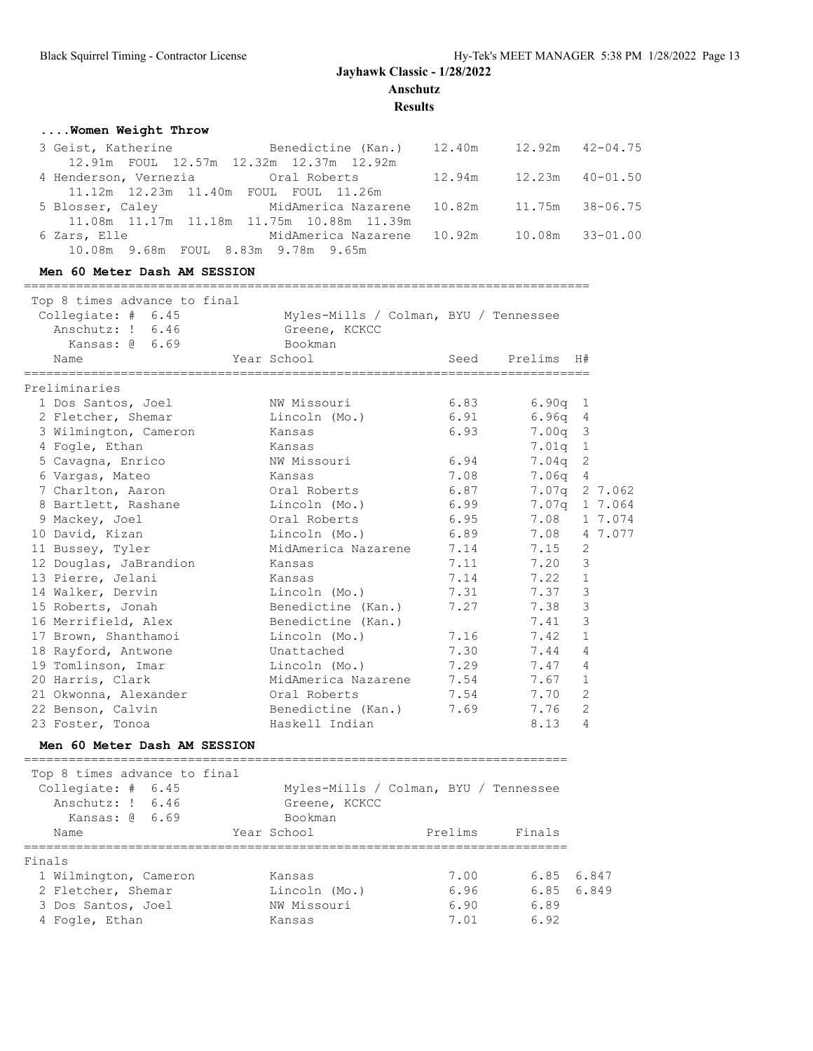**Jayhawk Classic - 1/28/2022**
**Anschutz**
**Results**

### ....Women Weight Throw

| Place | Name | School | Seed | Finals | |
|---|---|---|---|---|---|
| 3 | Geist, Katherine | Benedictine (Kan.) | 12.40m | 12.92m | 42-04.75 |
| | 12.91m FOUL 12.57m 12.32m 12.37m 12.92m | | | | |
| 4 | Henderson, Vernezia | Oral Roberts | 12.94m | 12.23m | 40-01.50 |
| | 11.12m 12.23m 11.40m FOUL FOUL 11.26m | | | | |
| 5 | Blosser, Caley | MidAmerica Nazarene | 10.82m | 11.75m | 38-06.75 |
| | 11.08m 11.17m 11.18m 11.75m 10.88m 11.39m | | | | |
| 6 | Zars, Elle | MidAmerica Nazarene | 10.92m | 10.08m | 33-01.00 |
| | 10.08m 9.68m FOUL 8.83m 9.78m 9.65m | | | | |

### Men 60 Meter Dash AM SESSION

Top 8 times advance to final
Collegiate: # 6.45 Myles-Mills / Colman, BYU / Tennessee
Anschutz: ! 6.46 Greene, KCKCC
Kansas: @ 6.69 Bookman

**Preliminaries**

| Place | Name | Year School | Seed | Prelims | H# | |
|---|---|---|---|---|---|---|
| 1 | Dos Santos, Joel | NW Missouri | 6.83 | 6.90q | 1 | |
| 2 | Fletcher, Shemar | Lincoln (Mo.) | 6.91 | 6.96q | 4 | |
| 3 | Wilmington, Cameron | Kansas | 6.93 | 7.00q | 3 | |
| 4 | Fogle, Ethan | Kansas | | 7.01q | 1 | |
| 5 | Cavagna, Enrico | NW Missouri | 6.94 | 7.04q | 2 | |
| 6 | Vargas, Mateo | Kansas | 7.08 | 7.06q | 4 | |
| 7 | Charlton, Aaron | Oral Roberts | 6.87 | 7.07q | 2 | 7.062 |
| 8 | Bartlett, Rashane | Lincoln (Mo.) | 6.99 | 7.07q | 1 | 7.064 |
| 9 | Mackey, Joel | Oral Roberts | 6.95 | 7.08 | 1 | 7.074 |
| 10 | David, Kizan | Lincoln (Mo.) | 6.89 | 7.08 | 4 | 7.077 |
| 11 | Bussey, Tyler | MidAmerica Nazarene | 7.14 | 7.15 | 2 | |
| 12 | Douglas, JaBrandion | Kansas | 7.11 | 7.20 | 3 | |
| 13 | Pierre, Jelani | Kansas | 7.14 | 7.22 | 1 | |
| 14 | Walker, Dervin | Lincoln (Mo.) | 7.31 | 7.37 | 3 | |
| 15 | Roberts, Jonah | Benedictine (Kan.) | 7.27 | 7.38 | 3 | |
| 16 | Merrifield, Alex | Benedictine (Kan.) | | 7.41 | 3 | |
| 17 | Brown, Shanthamoi | Lincoln (Mo.) | 7.16 | 7.42 | 1 | |
| 18 | Rayford, Antwone | Unattached | 7.30 | 7.44 | 4 | |
| 19 | Tomlinson, Imar | Lincoln (Mo.) | 7.29 | 7.47 | 4 | |
| 20 | Harris, Clark | MidAmerica Nazarene | 7.54 | 7.67 | 1 | |
| 21 | Okwonna, Alexander | Oral Roberts | 7.54 | 7.70 | 2 | |
| 22 | Benson, Calvin | Benedictine (Kan.) | 7.69 | 7.76 | 2 | |
| 23 | Foster, Tonoa | Haskell Indian | | 8.13 | 4 | |

### Men 60 Meter Dash AM SESSION

Top 8 times advance to final
Collegiate: # 6.45 Myles-Mills / Colman, BYU / Tennessee
Anschutz: ! 6.46 Greene, KCKCC
Kansas: @ 6.69 Bookman

**Finals**

| Place | Name | Year School | Prelims | Finals | |
|---|---|---|---|---|---|
| 1 | Wilmington, Cameron | Kansas | 7.00 | 6.85 | 6.847 |
| 2 | Fletcher, Shemar | Lincoln (Mo.) | 6.96 | 6.85 | 6.849 |
| 3 | Dos Santos, Joel | NW Missouri | 6.90 | 6.89 | |
| 4 | Fogle, Ethan | Kansas | 7.01 | 6.92 | |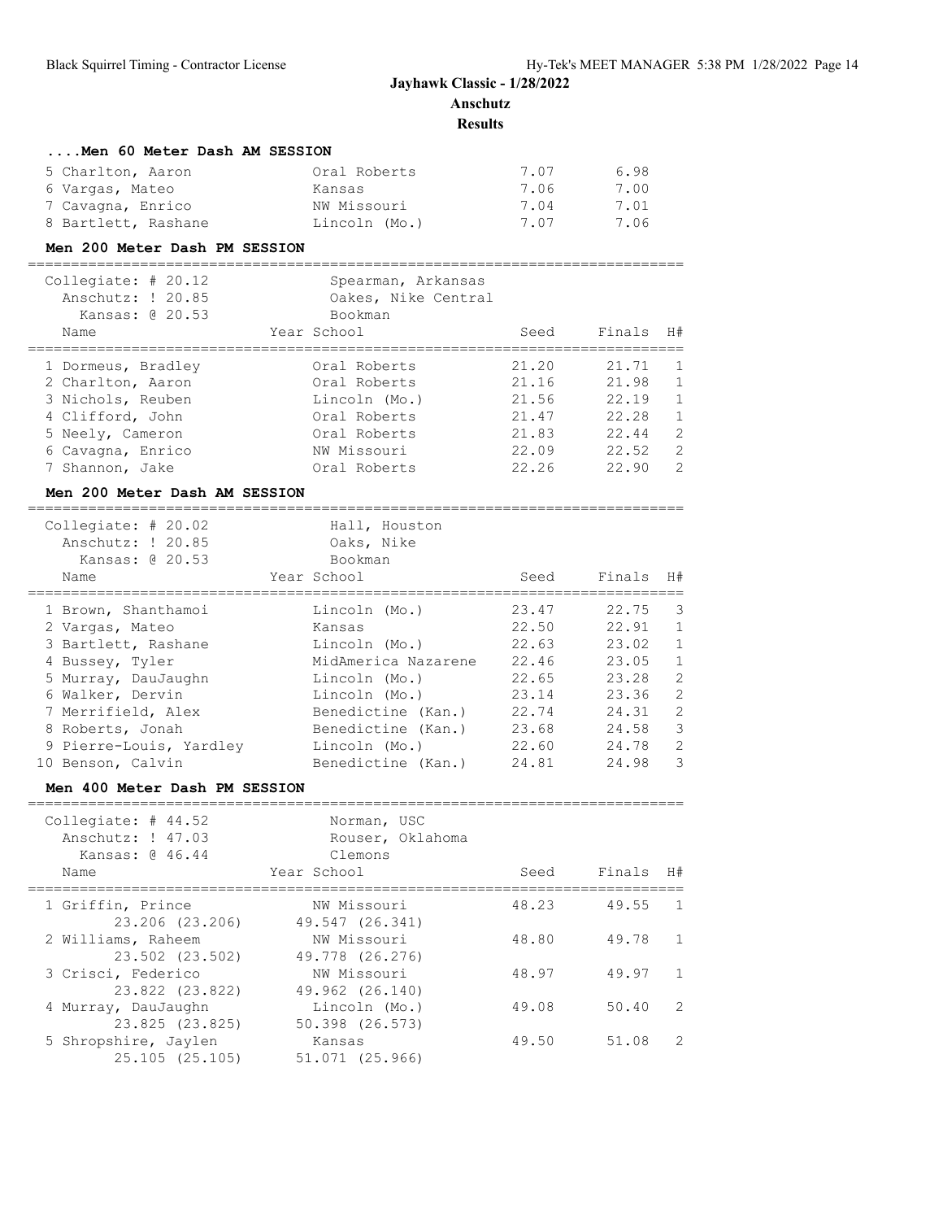## Jayhawk Classic - 1/28/2022

**Anschutz**

**Results**

### ....Men 60 Meter Dash AM SESSION

| Place | Name | School | Seed | Finals |
|---|---|---|---|---|
| 5 | Charlton, Aaron | Oral Roberts | 7.07 | 6.98 |
| 6 | Vargas, Mateo | Kansas | 7.06 | 7.00 |
| 7 | Cavagna, Enrico | NW Missouri | 7.04 | 7.01 |
| 8 | Bartlett, Rashane | Lincoln (Mo.) | 7.07 | 7.06 |

### Men 200 Meter Dash PM SESSION

Collegiate: # 20.12 — Spearman, Arkansas
Anschutz: ! 20.85 — Oakes, Nike Central
Kansas: @ 20.53 — Bookman

| Place | Name | Year School | Seed | Finals | H# |
|---|---|---|---|---|---|
| 1 | Dormeus, Bradley | Oral Roberts | 21.20 | 21.71 | 1 |
| 2 | Charlton, Aaron | Oral Roberts | 21.16 | 21.98 | 1 |
| 3 | Nichols, Reuben | Lincoln (Mo.) | 21.56 | 22.19 | 1 |
| 4 | Clifford, John | Oral Roberts | 21.47 | 22.28 | 1 |
| 5 | Neely, Cameron | Oral Roberts | 21.83 | 22.44 | 2 |
| 6 | Cavagna, Enrico | NW Missouri | 22.09 | 22.52 | 2 |
| 7 | Shannon, Jake | Oral Roberts | 22.26 | 22.90 | 2 |

### Men 200 Meter Dash AM SESSION

Collegiate: # 20.02 — Hall, Houston
Anschutz: ! 20.85 — Oaks, Nike
Kansas: @ 20.53 — Bookman

| Place | Name | Year School | Seed | Finals | H# |
|---|---|---|---|---|---|
| 1 | Brown, Shanthamoi | Lincoln (Mo.) | 23.47 | 22.75 | 3 |
| 2 | Vargas, Mateo | Kansas | 22.50 | 22.91 | 1 |
| 3 | Bartlett, Rashane | Lincoln (Mo.) | 22.63 | 23.02 | 1 |
| 4 | Bussey, Tyler | MidAmerica Nazarene | 22.46 | 23.05 | 1 |
| 5 | Murray, DauJaughn | Lincoln (Mo.) | 22.65 | 23.28 | 2 |
| 6 | Walker, Dervin | Lincoln (Mo.) | 23.14 | 23.36 | 2 |
| 7 | Merrifield, Alex | Benedictine (Kan.) | 22.74 | 24.31 | 2 |
| 8 | Roberts, Jonah | Benedictine (Kan.) | 23.68 | 24.58 | 3 |
| 9 | Pierre-Louis, Yardley | Lincoln (Mo.) | 22.60 | 24.78 | 2 |
| 10 | Benson, Calvin | Benedictine (Kan.) | 24.81 | 24.98 | 3 |

### Men 400 Meter Dash PM SESSION

Collegiate: # 44.52 — Norman, USC
Anschutz: ! 47.03 — Rouser, Oklahoma
Kansas: @ 46.44 — Clemons

| Place | Name | Year School | Seed | Finals | H# |
|---|---|---|---|---|---|
| 1 | Griffin, Prince | NW Missouri | 48.23 | 49.55 | 1 |
| | 23.206 (23.206) | 49.547 (26.341) | | | |
| 2 | Williams, Raheem | NW Missouri | 48.80 | 49.78 | 1 |
| | 23.502 (23.502) | 49.778 (26.276) | | | |
| 3 | Crisci, Federico | NW Missouri | 48.97 | 49.97 | 1 |
| | 23.822 (23.822) | 49.962 (26.140) | | | |
| 4 | Murray, DauJaughn | Lincoln (Mo.) | 49.08 | 50.40 | 2 |
| | 23.825 (23.825) | 50.398 (26.573) | | | |
| 5 | Shropshire, Jaylen | Kansas | 49.50 | 51.08 | 2 |
| | 25.105 (25.105) | 51.071 (25.966) | | | |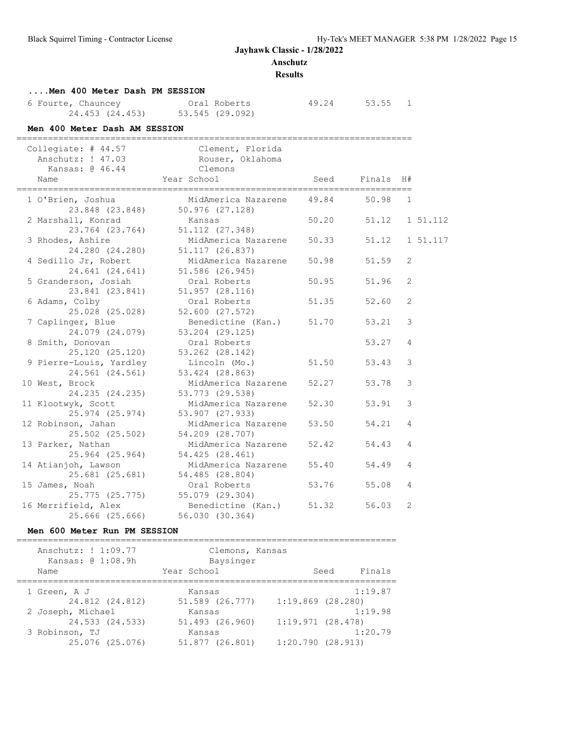**Jayhawk Classic - 1/28/2022**
**Anschutz**
**Results**

### ....Men 400 Meter Dash PM SESSION

| Place | Name | Year School | Seed | Finals | H# |
|---|---|---|---|---|---|
| 6 | Fourte, Chauncey | Oral Roberts | 49.24 | 53.55 | 1 |
| | 24.453 (24.453) 53.545 (29.092) | | | | |

### Men 400 Meter Dash AM SESSION

Collegiate: # 44.57 Clement, Florida
Anschutz: ! 47.03 Rouser, Oklahoma
Kansas: @ 46.44 Clemons

| Place | Name | Year School | Seed | Finals | H# | |
|---|---|---|---|---|---|---|
| 1 | O'Brien, Joshua | MidAmerica Nazarene | 49.84 | 50.98 | 1 | |
| | 23.848 (23.848) 50.976 (27.128) | | | | | |
| 2 | Marshall, Konrad | Kansas | 50.20 | 51.12 | 1 | 51.112 |
| | 23.764 (23.764) 51.112 (27.348) | | | | | |
| 3 | Rhodes, Ashire | MidAmerica Nazarene | 50.33 | 51.12 | 1 | 51.117 |
| | 24.280 (24.280) 51.117 (26.837) | | | | | |
| 4 | Sedillo Jr, Robert | MidAmerica Nazarene | 50.98 | 51.59 | 2 | |
| | 24.641 (24.641) 51.586 (26.945) | | | | | |
| 5 | Granderson, Josiah | Oral Roberts | 50.95 | 51.96 | 2 | |
| | 23.841 (23.841) 51.957 (28.116) | | | | | |
| 6 | Adams, Colby | Oral Roberts | 51.35 | 52.60 | 2 | |
| | 25.028 (25.028) 52.600 (27.572) | | | | | |
| 7 | Caplinger, Blue | Benedictine (Kan.) | 51.70 | 53.21 | 3 | |
| | 24.079 (24.079) 53.204 (29.125) | | | | | |
| 8 | Smith, Donovan | Oral Roberts | | 53.27 | 4 | |
| | 25.120 (25.120) 53.262 (28.142) | | | | | |
| 9 | Pierre-Louis, Yardley | Lincoln (Mo.) | 51.50 | 53.43 | 3 | |
| | 24.561 (24.561) 53.424 (28.863) | | | | | |
| 10 | West, Brock | MidAmerica Nazarene | 52.27 | 53.78 | 3 | |
| | 24.235 (24.235) 53.773 (29.538) | | | | | |
| 11 | Klootwyk, Scott | MidAmerica Nazarene | 52.30 | 53.91 | 3 | |
| | 25.974 (25.974) 53.907 (27.933) | | | | | |
| 12 | Robinson, Jahan | MidAmerica Nazarene | 53.50 | 54.21 | 4 | |
| | 25.502 (25.502) 54.209 (28.707) | | | | | |
| 13 | Parker, Nathan | MidAmerica Nazarene | 52.42 | 54.43 | 4 | |
| | 25.964 (25.964) 54.425 (28.461) | | | | | |
| 14 | Atianjoh, Lawson | MidAmerica Nazarene | 55.40 | 54.49 | 4 | |
| | 25.681 (25.681) 54.485 (28.804) | | | | | |
| 15 | James, Noah | Oral Roberts | 53.76 | 55.08 | 4 | |
| | 25.775 (25.775) 55.079 (29.304) | | | | | |
| 16 | Merrifield, Alex | Benedictine (Kan.) | 51.32 | 56.03 | 2 | |
| | 25.666 (25.666) 56.030 (30.364) | | | | | |

### Men 600 Meter Run PM SESSION

Anschutz: ! 1:09.77 Clemons, Kansas
Kansas: @ 1:08.9h Baysinger

| Place | Name | Year School | Seed | Finals |
|---|---|---|---|---|
| 1 | Green, A J | Kansas | | 1:19.87 |
| | 24.812 (24.812) 51.589 (26.777) 1:19.869 (28.280) | | | |
| 2 | Joseph, Michael | Kansas | | 1:19.98 |
| | 24.533 (24.533) 51.493 (26.960) 1:19.971 (28.478) | | | |
| 3 | Robinson, TJ | Kansas | | 1:20.79 |
| | 25.076 (25.076) 51.877 (26.801) 1:20.790 (28.913) | | | |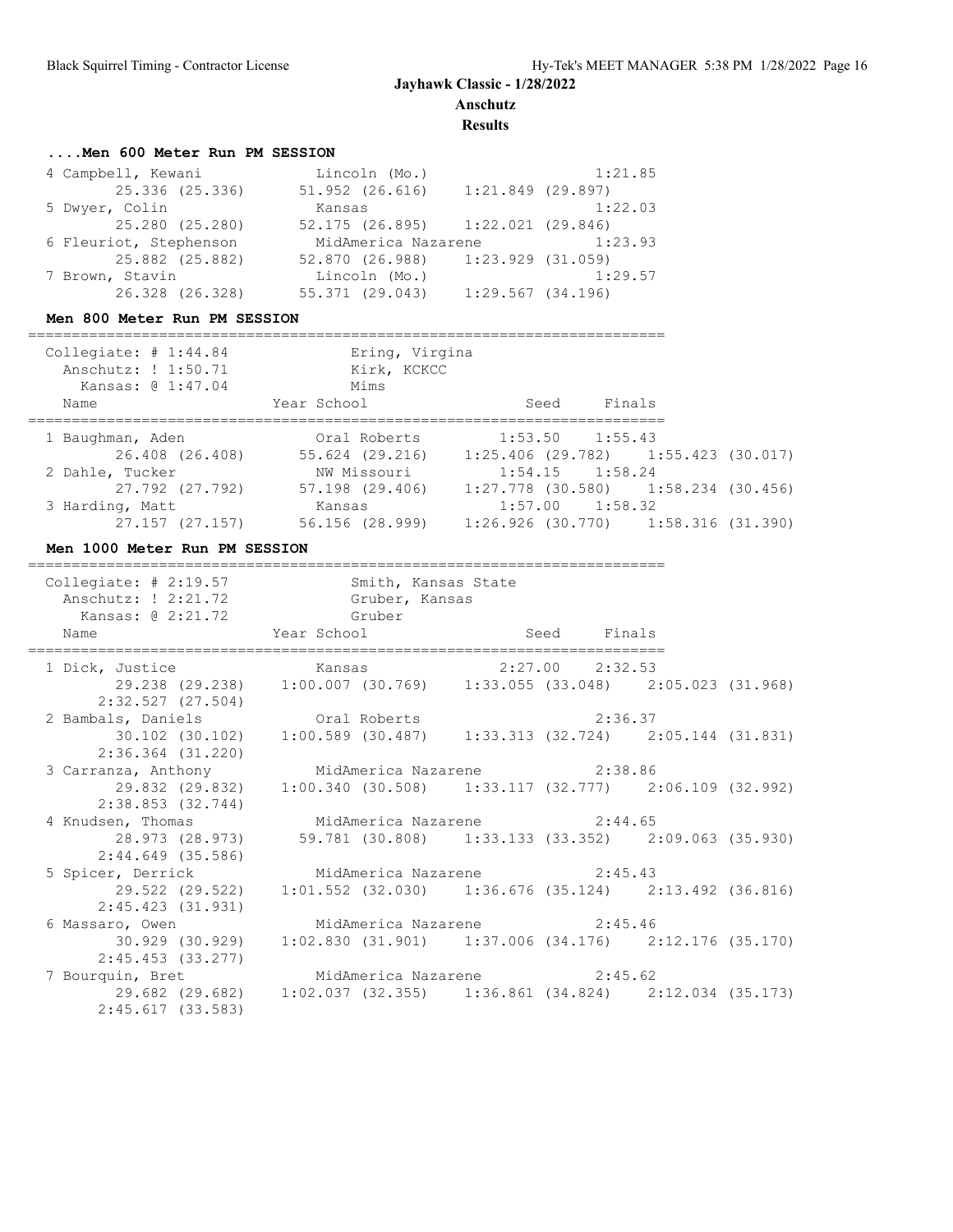**Jayhawk Classic - 1/28/2022**
**Anschutz**
**Results**

### ....Men 600 Meter Run PM SESSION

```
  4 Campbell, Kewani           Lincoln (Mo.)                 1:21.85
        25.336 (25.336)      51.952 (26.616)    1:21.849 (29.897)
  5 Dwyer, Colin               Kansas                        1:22.03
        25.280 (25.280)      52.175 (26.895)    1:22.021 (29.846)
  6 Fleuriot, Stephenson       MidAmerica Nazarene           1:23.93
        25.882 (25.882)      52.870 (26.988)    1:23.929 (31.059)
  7 Brown, Stavin              Lincoln (Mo.)                 1:29.57
        26.328 (26.328)      55.371 (29.043)    1:29.567 (34.196)
```

### Men 800 Meter Run PM SESSION

```
========================================================================
  Collegiate: # 1:44.84              Ering, Virgina
   Anschutz: ! 1:50.71               Kirk, KCKCC
     Kansas: @ 1:47.04               Mims
  Name                    Year School                Seed     Finals
========================================================================
  1 Baughman, Aden             Oral Roberts           1:53.50    1:55.43
        26.408 (26.408)      55.624 (29.216)    1:25.406 (29.782)    1:55.423 (30.017)
  2 Dahle, Tucker              NW Missouri            1:54.15    1:58.24
        27.792 (27.792)      57.198 (29.406)    1:27.778 (30.580)    1:58.234 (30.456)
  3 Harding, Matt              Kansas                 1:57.00    1:58.32
        27.157 (27.157)      56.156 (28.999)    1:26.926 (30.770)    1:58.316 (31.390)
```

### Men 1000 Meter Run PM SESSION

```
========================================================================
  Collegiate: # 2:19.57              Smith, Kansas State
   Anschutz: ! 2:21.72               Gruber, Kansas
     Kansas: @ 2:21.72               Gruber
  Name                    Year School                Seed     Finals
========================================================================
  1 Dick, Justice              Kansas                 2:27.00    2:32.53
        29.238 (29.238)    1:00.007 (30.769)    1:33.055 (33.048)    2:05.023 (31.968)
      2:32.527 (27.504)
  2 Bambals, Daniels           Oral Roberts                      2:36.37
        30.102 (30.102)    1:00.589 (30.487)    1:33.313 (32.724)    2:05.144 (31.831)
      2:36.364 (31.220)
  3 Carranza, Anthony          MidAmerica Nazarene               2:38.86
        29.832 (29.832)    1:00.340 (30.508)    1:33.117 (32.777)    2:06.109 (32.992)
      2:38.853 (32.744)
  4 Knudsen, Thomas            MidAmerica Nazarene               2:44.65
        28.973 (28.973)      59.781 (30.808)    1:33.133 (33.352)    2:09.063 (35.930)
      2:44.649 (35.586)
  5 Spicer, Derrick            MidAmerica Nazarene               2:45.43
        29.522 (29.522)    1:01.552 (32.030)    1:36.676 (35.124)    2:13.492 (36.816)
      2:45.423 (31.931)
  6 Massaro, Owen              MidAmerica Nazarene               2:45.46
        30.929 (30.929)    1:02.830 (31.901)    1:37.006 (34.176)    2:12.176 (35.170)
      2:45.453 (33.277)
  7 Bourquin, Bret             MidAmerica Nazarene               2:45.62
        29.682 (29.682)    1:02.037 (32.355)    1:36.861 (34.824)    2:12.034 (35.173)
      2:45.617 (33.583)
```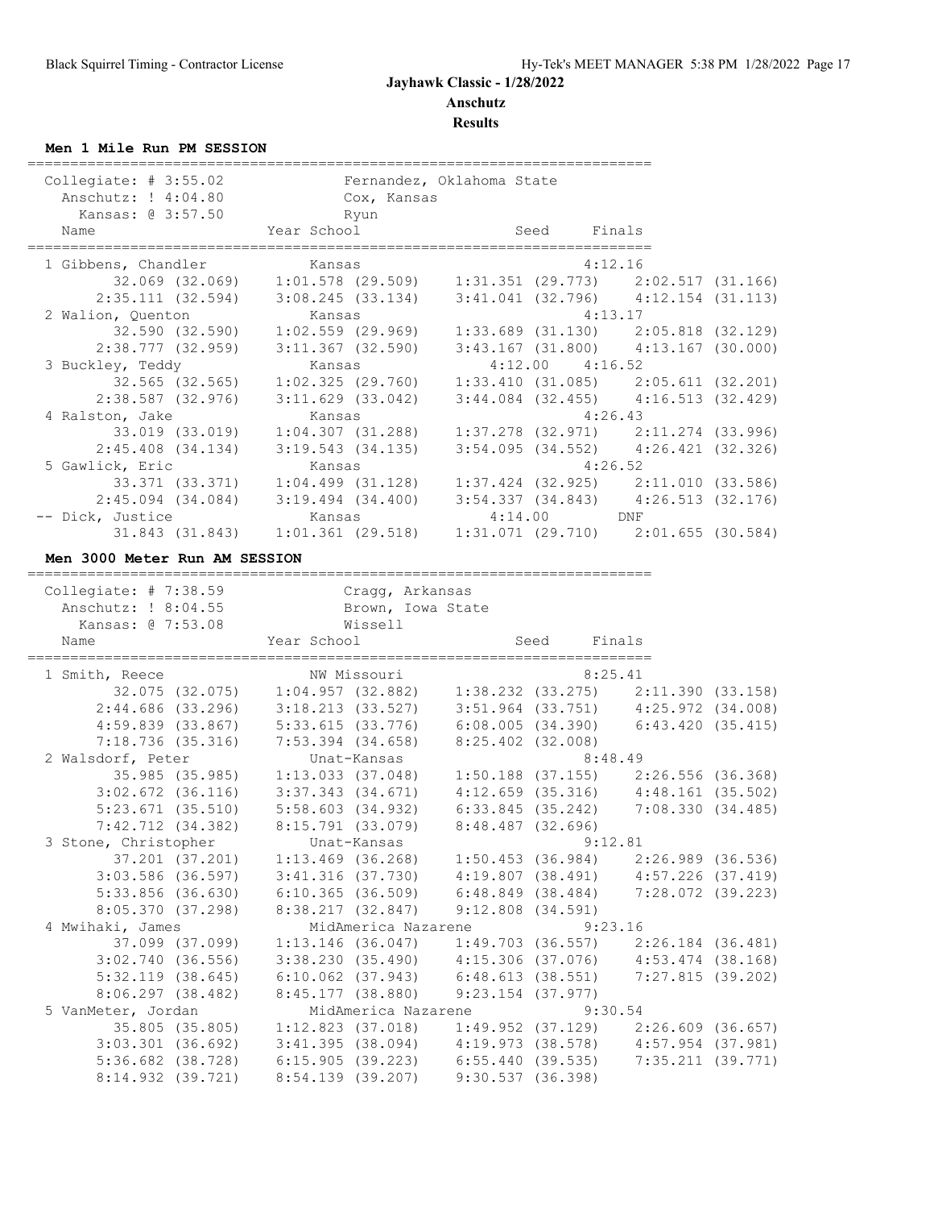**Jayhawk Classic - 1/28/2022**

**Anschutz**

**Results**

### Men 1 Mile Run PM SESSION

```
=========================================================================
  Collegiate: # 3:55.02           Fernandez, Oklahoma State
   Anschutz: ! 4:04.80            Cox, Kansas
     Kansas: @ 3:57.50            Ryun
  Name                    Year School                 Seed     Finals
=========================================================================
  1 Gibbens, Chandler          Kansas                             4:12.16
         32.069 (32.069)    1:01.578 (29.509)    1:31.351 (29.773)    2:02.517 (31.166)
       2:35.111 (32.594)    3:08.245 (33.134)    3:41.041 (32.796)    4:12.154 (31.113)
  2 Walion, Quenton            Kansas                             4:13.17
         32.590 (32.590)    1:02.559 (29.969)    1:33.689 (31.130)    2:05.818 (32.129)
       2:38.777 (32.959)    3:11.367 (32.590)    3:43.167 (31.800)    4:13.167 (30.000)
  3 Buckley, Teddy             Kansas                     4:12.00    4:16.52
         32.565 (32.565)    1:02.325 (29.760)    1:33.410 (31.085)    2:05.611 (32.201)
       2:38.587 (32.976)    3:11.629 (33.042)    3:44.084 (32.455)    4:16.513 (32.429)
  4 Ralston, Jake              Kansas                             4:26.43
         33.019 (33.019)    1:04.307 (31.288)    1:37.278 (32.971)    2:11.274 (33.996)
       2:45.408 (34.134)    3:19.543 (34.135)    3:54.095 (34.552)    4:26.421 (32.326)
  5 Gawlick, Eric              Kansas                             4:26.52
         33.371 (33.371)    1:04.499 (31.128)    1:37.424 (32.925)    2:11.010 (33.586)
       2:45.094 (34.084)    3:19.494 (34.400)    3:54.337 (34.843)    4:26.513 (32.176)
 -- Dick, Justice              Kansas                     4:14.00        DNF
         31.843 (31.843)    1:01.361 (29.518)    1:31.071 (29.710)    2:01.655 (30.584)
```

### Men 3000 Meter Run AM SESSION

```
=========================================================================
  Collegiate: # 7:38.59           Cragg, Arkansas
   Anschutz: ! 8:04.55            Brown, Iowa State
     Kansas: @ 7:53.08            Wissell
  Name                    Year School                 Seed     Finals
=========================================================================
  1 Smith, Reece               NW Missouri                        8:25.41
         32.075 (32.075)    1:04.957 (32.882)    1:38.232 (33.275)    2:11.390 (33.158)
       2:44.686 (33.296)    3:18.213 (33.527)    3:51.964 (33.751)    4:25.972 (34.008)
       4:59.839 (33.867)    5:33.615 (33.776)    6:08.005 (34.390)    6:43.420 (35.415)
       7:18.736 (35.316)    7:53.394 (34.658)    8:25.402 (32.008)
  2 Walsdorf, Peter            Unat-Kansas                        8:48.49
         35.985 (35.985)    1:13.033 (37.048)    1:50.188 (37.155)    2:26.556 (36.368)
       3:02.672 (36.116)    3:37.343 (34.671)    4:12.659 (35.316)    4:48.161 (35.502)
       5:23.671 (35.510)    5:58.603 (34.932)    6:33.845 (35.242)    7:08.330 (34.485)
       7:42.712 (34.382)    8:15.791 (33.079)    8:48.487 (32.696)
  3 Stone, Christopher         Unat-Kansas                        9:12.81
         37.201 (37.201)    1:13.469 (36.268)    1:50.453 (36.984)    2:26.989 (36.536)
       3:03.586 (36.597)    3:41.316 (37.730)    4:19.807 (38.491)    4:57.226 (37.419)
       5:33.856 (36.630)    6:10.365 (36.509)    6:48.849 (38.484)    7:28.072 (39.223)
       8:05.370 (37.298)    8:38.217 (32.847)    9:12.808 (34.591)
  4 Mwihaki, James             MidAmerica Nazarene                9:23.16
         37.099 (37.099)    1:13.146 (36.047)    1:49.703 (36.557)    2:26.184 (36.481)
       3:02.740 (36.556)    3:38.230 (35.490)    4:15.306 (37.076)    4:53.474 (38.168)
       5:32.119 (38.645)    6:10.062 (37.943)    6:48.613 (38.551)    7:27.815 (39.202)
       8:06.297 (38.482)    8:45.177 (38.880)    9:23.154 (37.977)
  5 VanMeter, Jordan           MidAmerica Nazarene                9:30.54
         35.805 (35.805)    1:12.823 (37.018)    1:49.952 (37.129)    2:26.609 (36.657)
       3:03.301 (36.692)    3:41.395 (38.094)    4:19.973 (38.578)    4:57.954 (37.981)
       5:36.682 (38.728)    6:15.905 (39.223)    6:55.440 (39.535)    7:35.211 (39.771)
       8:14.932 (39.721)    8:54.139 (39.207)    9:30.537 (36.398)
```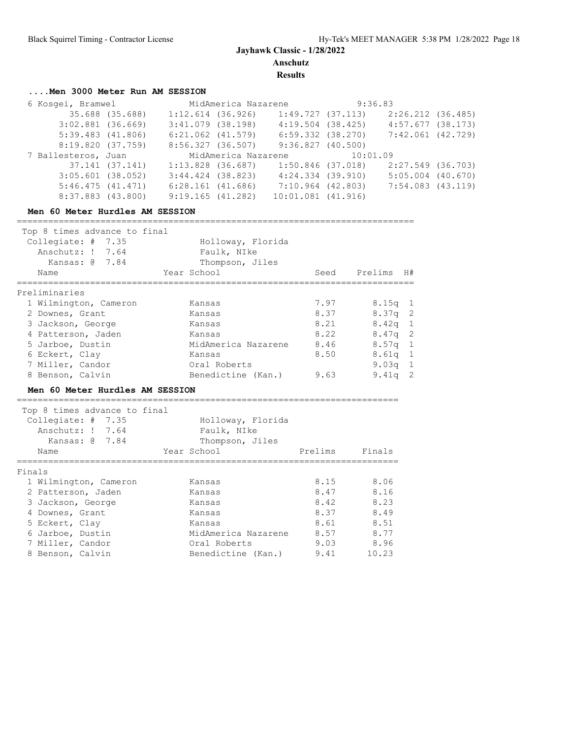# Jayhawk Classic - 1/28/2022

## Anschutz

## Results

### ....Men 3000 Meter Run AM SESSION

```
  6 Kosgei, Bramwel            MidAmerica Nazarene            9:36.83
         35.688 (35.688)    1:12.614 (36.926)    1:49.727 (37.113)    2:26.212 (36.485)
       3:02.881 (36.669)    3:41.079 (38.198)    4:19.504 (38.425)    4:57.677 (38.173)
       5:39.483 (41.806)    6:21.062 (41.579)    6:59.332 (38.270)    7:42.061 (42.729)
       8:19.820 (37.759)    8:56.327 (36.507)    9:36.827 (40.500)
  7 Ballesteros, Juan          MidAmerica Nazarene           10:01.09
         37.141 (37.141)    1:13.828 (36.687)    1:50.846 (37.018)    2:27.549 (36.703)
       3:05.601 (38.052)    3:44.424 (38.823)    4:24.334 (39.910)    5:05.004 (40.670)
       5:46.475 (41.471)    6:28.161 (41.686)    7:10.964 (42.803)    7:54.083 (43.119)
       8:37.883 (43.800)    9:19.165 (41.282)   10:01.081 (41.916)
```

### Men 60 Meter Hurdles AM SESSION

Top 8 times advance to final

- Collegiate: # 7.35 Holloway, Florida
- Anschutz: ! 7.64 Faulk, NIke
- Kansas: @ 7.84 Thompson, Jiles

**Preliminaries**

| Name | Year School | Seed | Prelims | H# |
|---|---|---|---|---|
| 1 Wilmington, Cameron | Kansas | 7.97 | 8.15q | 1 |
| 2 Downes, Grant | Kansas | 8.37 | 8.37q | 2 |
| 3 Jackson, George | Kansas | 8.21 | 8.42q | 1 |
| 4 Patterson, Jaden | Kansas | 8.22 | 8.47q | 2 |
| 5 Jarboe, Dustin | MidAmerica Nazarene | 8.46 | 8.57q | 1 |
| 6 Eckert, Clay | Kansas | 8.50 | 8.61q | 1 |
| 7 Miller, Candor | Oral Roberts | | 9.03q | 1 |
| 8 Benson, Calvin | Benedictine (Kan.) | 9.63 | 9.41q | 2 |

### Men 60 Meter Hurdles AM SESSION

Top 8 times advance to final

- Collegiate: # 7.35 Holloway, Florida
- Anschutz: ! 7.64 Faulk, NIke
- Kansas: @ 7.84 Thompson, Jiles

**Finals**

| Name | Year School | Prelims | Finals |
|---|---|---|---|
| 1 Wilmington, Cameron | Kansas | 8.15 | 8.06 |
| 2 Patterson, Jaden | Kansas | 8.47 | 8.16 |
| 3 Jackson, George | Kansas | 8.42 | 8.23 |
| 4 Downes, Grant | Kansas | 8.37 | 8.49 |
| 5 Eckert, Clay | Kansas | 8.61 | 8.51 |
| 6 Jarboe, Dustin | MidAmerica Nazarene | 8.57 | 8.77 |
| 7 Miller, Candor | Oral Roberts | 9.03 | 8.96 |
| 8 Benson, Calvin | Benedictine (Kan.) | 9.41 | 10.23 |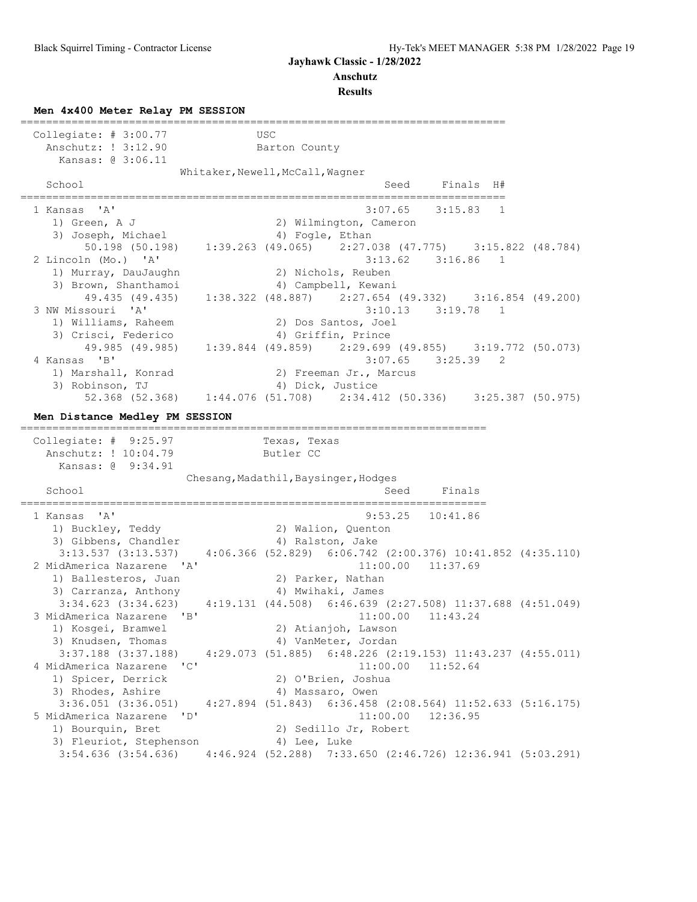**Jayhawk Classic - 1/28/2022**

**Anschutz**

**Results**

### Men 4x400 Meter Relay PM SESSION

```
============================================================================
  Collegiate: # 3:00.77             USC                                      
   Anschutz: ! 3:12.90              Barton County                            
     Kansas: @ 3:06.11                                                       
                      Whitaker,Newell,McCall,Wagner                          
    School                                            Seed     Finals  H#    
============================================================================
  1 Kansas  'A'                                     3:07.65    3:15.83   1   
     1) Green, A J                     2) Wilmington, Cameron                
     3) Joseph, Michael                4) Fogle, Ethan                       
          50.198 (50.198)    1:39.263 (49.065)    2:27.038 (47.775)    3:15.822 (48.784)
  2 Lincoln (Mo.)  'A'                              3:13.62    3:16.86   1   
     1) Murray, DauJaughn              2) Nichols, Reuben                    
     3) Brown, Shanthamoi              4) Campbell, Kewani                   
          49.435 (49.435)    1:38.322 (48.887)    2:27.654 (49.332)    3:16.854 (49.200)
  3 NW Missouri  'A'                                3:10.13    3:19.78   1   
     1) Williams, Raheem               2) Dos Santos, Joel                   
     3) Crisci, Federico               4) Griffin, Prince                    
          49.985 (49.985)    1:39.844 (49.859)    2:29.699 (49.855)    3:19.772 (50.073)
  4 Kansas  'B'                                     3:07.65    3:25.39   2   
     1) Marshall, Konrad               2) Freeman Jr., Marcus                
     3) Robinson, TJ                   4) Dick, Justice                      
          52.368 (52.368)    1:44.076 (51.708)    2:34.412 (50.336)    3:25.387 (50.975)
```

### Men Distance Medley PM SESSION

```
========================================================================
  Collegiate: #  9:25.97            Texas, Texas                         
   Anschutz: ! 10:04.79             Butler CC                            
     Kansas: @  9:34.91                                                  
                      Chesang,Madathil,Baysinger,Hodges                  
    School                                            Seed     Finals    
========================================================================
  1 Kansas  'A'                                     9:53.25   10:41.86   
     1) Buckley, Teddy                 2) Walion, Quenton                
     3) Gibbens, Chandler              4) Ralston, Jake                  
      3:13.537 (3:13.537)    4:06.366 (52.829)  6:06.742 (2:00.376) 10:41.852 (4:35.110)
  2 MidAmerica Nazarene  'A'                       11:00.00   11:37.69   
     1) Ballesteros, Juan              2) Parker, Nathan                 
     3) Carranza, Anthony              4) Mwihaki, James                 
      3:34.623 (3:34.623)    4:19.131 (44.508)  6:46.639 (2:27.508) 11:37.688 (4:51.049)
  3 MidAmerica Nazarene  'B'                       11:00.00   11:43.24   
     1) Kosgei, Bramwel                2) Atianjoh, Lawson               
     3) Knudsen, Thomas                4) VanMeter, Jordan               
      3:37.188 (3:37.188)    4:29.073 (51.885)  6:48.226 (2:19.153) 11:43.237 (4:55.011)
  4 MidAmerica Nazarene  'C'                       11:00.00   11:52.64   
     1) Spicer, Derrick                2) O'Brien, Joshua                
     3) Rhodes, Ashire                 4) Massaro, Owen                  
      3:36.051 (3:36.051)    4:27.894 (51.843)  6:36.458 (2:08.564) 11:52.633 (5:16.175)
  5 MidAmerica Nazarene  'D'                       11:00.00   12:36.95   
     1) Bourquin, Bret                 2) Sedillo Jr, Robert             
     3) Fleuriot, Stephenson           4) Lee, Luke                      
      3:54.636 (3:54.636)    4:46.924 (52.288)  7:33.650 (2:46.726) 12:36.941 (5:03.291)
```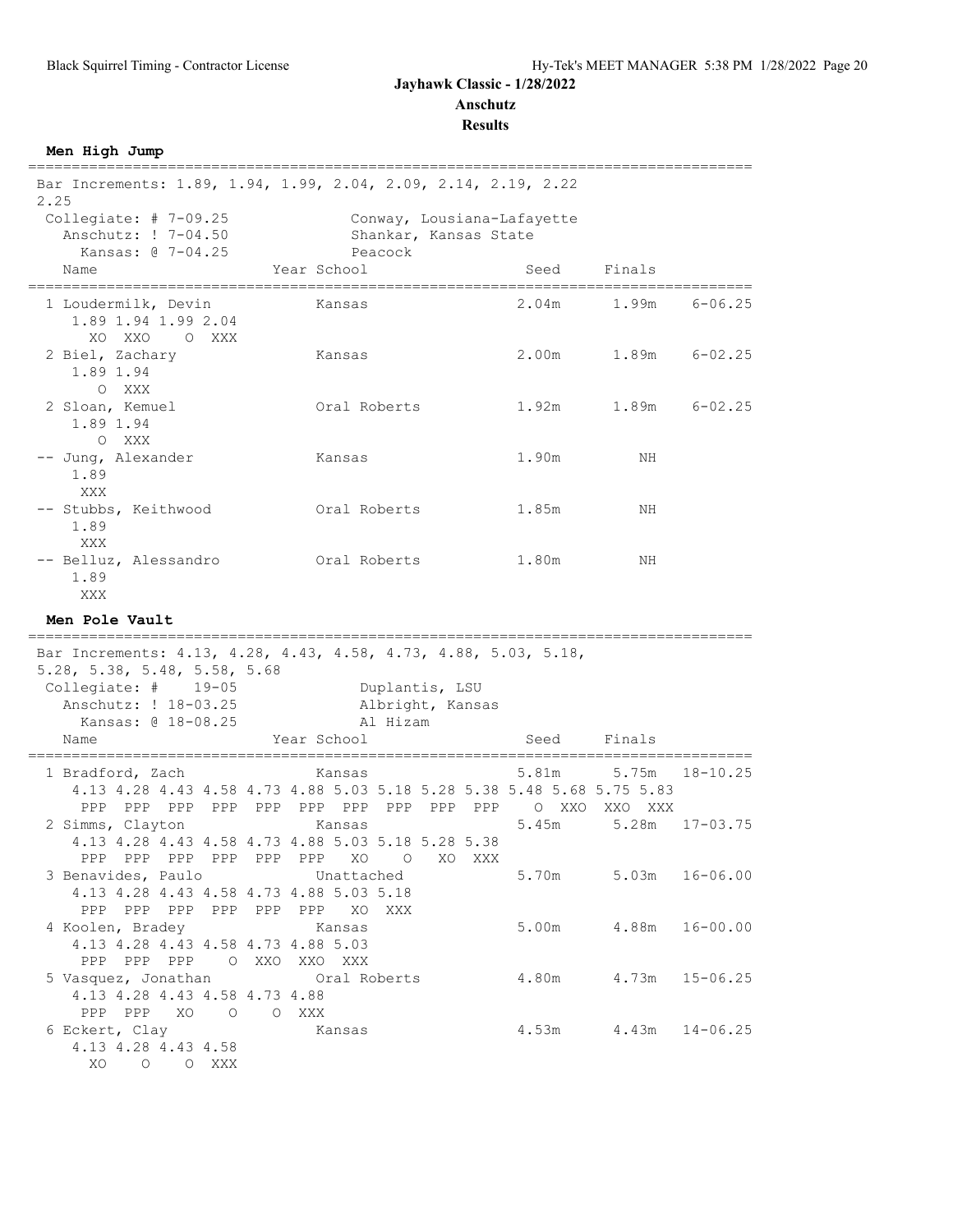# Jayhawk Classic - 1/28/2022

## Anschutz

## Results

### Men High Jump

Bar Increments: 1.89, 1.94, 1.99, 2.04, 2.09, 2.14, 2.19, 2.22 2.25

Collegiate: # 7-09.25 Conway, Lousiana-Lafayette
Anschutz: ! 7-04.50 Shankar, Kansas State
Kansas: @ 7-04.25 Peacock

| Place | Name | Year School | Seed | Finals | |
|---|---|---|---|---|---|
| 1 | Loudermilk, Devin | Kansas | 2.04m | 1.99m | 6-06.25 |
| | 1.89 1.94 1.99 2.04 | | | | |
| | XO XXO O XXX | | | | |
| 2 | Biel, Zachary | Kansas | 2.00m | 1.89m | 6-02.25 |
| | 1.89 1.94 | | | | |
| | O XXX | | | | |
| 2 | Sloan, Kemuel | Oral Roberts | 1.92m | 1.89m | 6-02.25 |
| | 1.89 1.94 | | | | |
| | O XXX | | | | |
| -- | Jung, Alexander | Kansas | 1.90m | NH | |
| | 1.89 | | | | |
| | XXX | | | | |
| -- | Stubbs, Keithwood | Oral Roberts | 1.85m | NH | |
| | 1.89 | | | | |
| | XXX | | | | |
| -- | Belluz, Alessandro | Oral Roberts | 1.80m | NH | |
| | 1.89 | | | | |
| | XXX | | | | |

### Men Pole Vault

Bar Increments: 4.13, 4.28, 4.43, 4.58, 4.73, 4.88, 5.03, 5.18, 5.28, 5.38, 5.48, 5.58, 5.68

Collegiate: # 19-05 Duplantis, LSU
Anschutz: ! 18-03.25 Albright, Kansas
Kansas: @ 18-08.25 Al Hizam

| Place | Name | Year School | Seed | Finals | |
|---|---|---|---|---|---|
| 1 | Bradford, Zach | Kansas | 5.81m | 5.75m | 18-10.25 |
| | 4.13 4.28 4.43 4.58 4.73 4.88 5.03 5.18 5.28 5.38 5.48 5.68 5.75 5.83 | | | | |
| | PPP PPP PPP PPP PPP PPP PPP PPP PPP PPP O XXO XXO XXX | | | | |
| 2 | Simms, Clayton | Kansas | 5.45m | 5.28m | 17-03.75 |
| | 4.13 4.28 4.43 4.58 4.73 4.88 5.03 5.18 5.28 5.38 | | | | |
| | PPP PPP PPP PPP PPP PPP XO O XO XXX | | | | |
| 3 | Benavides, Paulo | Unattached | 5.70m | 5.03m | 16-06.00 |
| | 4.13 4.28 4.43 4.58 4.73 4.88 5.03 5.18 | | | | |
| | PPP PPP PPP PPP PPP PPP XO XXX | | | | |
| 4 | Koolen, Bradey | Kansas | 5.00m | 4.88m | 16-00.00 |
| | 4.13 4.28 4.43 4.58 4.73 4.88 5.03 | | | | |
| | PPP PPP PPP O XXO XXO XXX | | | | |
| 5 | Vasquez, Jonathan | Oral Roberts | 4.80m | 4.73m | 15-06.25 |
| | 4.13 4.28 4.43 4.58 4.73 4.88 | | | | |
| | PPP PPP XO O O XXX | | | | |
| 6 | Eckert, Clay | Kansas | 4.53m | 4.43m | 14-06.25 |
| | 4.13 4.28 4.43 4.58 | | | | |
| | XO O O XXX | | | | |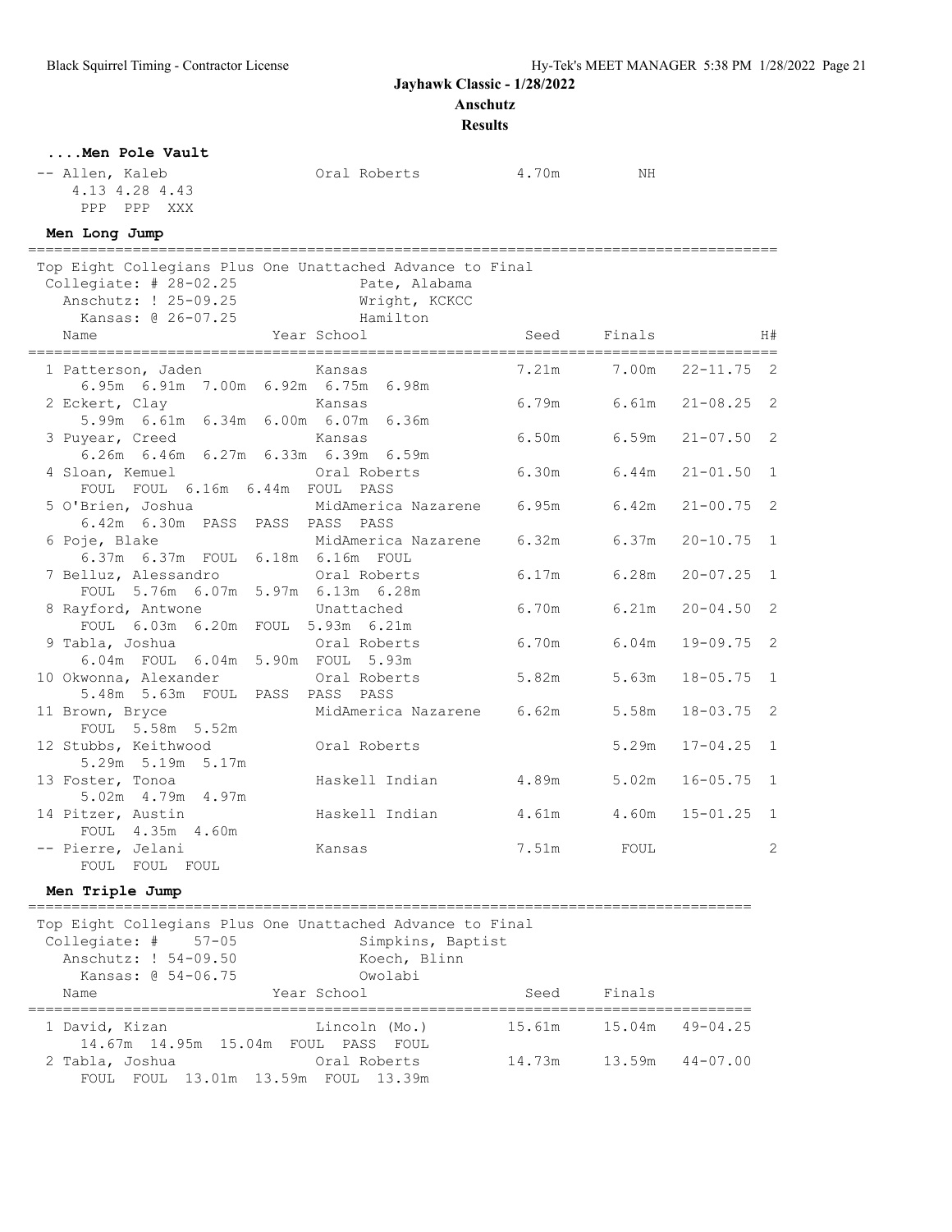## Jayhawk Classic - 1/28/2022

**Anschutz**

**Results**

### ....Men Pole Vault

| Name | School | Seed | Finals |
|---|---|---|---|
| -- Allen, Kaleb | Oral Roberts | 4.70m | NH |

4.13 4.28 4.43
PPP PPP XXX

### Men Long Jump

Top Eight Collegians Plus One Unattached Advance to Final

Collegiate: # 28-02.25 Pate, Alabama
Anschutz: ! 25-09.25 Wright, KCKCC
Kansas: @ 26-07.25 Hamilton

| Name | Year School | Seed | Finals | | H# |
|---|---|---|---|---|---|
| 1 Patterson, Jaden | Kansas | 7.21m | 7.00m | 22-11.75 | 2 |
| 6.95m 6.91m 7.00m 6.92m 6.75m 6.98m | | | | | |
| 2 Eckert, Clay | Kansas | 6.79m | 6.61m | 21-08.25 | 2 |
| 5.99m 6.61m 6.34m 6.00m 6.07m 6.36m | | | | | |
| 3 Puyear, Creed | Kansas | 6.50m | 6.59m | 21-07.50 | 2 |
| 6.26m 6.46m 6.27m 6.33m 6.39m 6.59m | | | | | |
| 4 Sloan, Kemuel | Oral Roberts | 6.30m | 6.44m | 21-01.50 | 1 |
| FOUL FOUL 6.16m 6.44m FOUL PASS | | | | | |
| 5 O'Brien, Joshua | MidAmerica Nazarene | 6.95m | 6.42m | 21-00.75 | 2 |
| 6.42m 6.30m PASS PASS PASS PASS | | | | | |
| 6 Poje, Blake | MidAmerica Nazarene | 6.32m | 6.37m | 20-10.75 | 1 |
| 6.37m 6.37m FOUL 6.18m 6.16m FOUL | | | | | |
| 7 Belluz, Alessandro | Oral Roberts | 6.17m | 6.28m | 20-07.25 | 1 |
| FOUL 5.76m 6.07m 5.97m 6.13m 6.28m | | | | | |
| 8 Rayford, Antwone | Unattached | 6.70m | 6.21m | 20-04.50 | 2 |
| FOUL 6.03m 6.20m FOUL 5.93m 6.21m | | | | | |
| 9 Tabla, Joshua | Oral Roberts | 6.70m | 6.04m | 19-09.75 | 2 |
| 6.04m FOUL 6.04m 5.90m FOUL 5.93m | | | | | |
| 10 Okwonna, Alexander | Oral Roberts | 5.82m | 5.63m | 18-05.75 | 1 |
| 5.48m 5.63m FOUL PASS PASS PASS | | | | | |
| 11 Brown, Bryce | MidAmerica Nazarene | 6.62m | 5.58m | 18-03.75 | 2 |
| FOUL 5.58m 5.52m | | | | | |
| 12 Stubbs, Keithwood | Oral Roberts | | 5.29m | 17-04.25 | 1 |
| 5.29m 5.19m 5.17m | | | | | |
| 13 Foster, Tonoa | Haskell Indian | 4.89m | 5.02m | 16-05.75 | 1 |
| 5.02m 4.79m 4.97m | | | | | |
| 14 Pitzer, Austin | Haskell Indian | 4.61m | 4.60m | 15-01.25 | 1 |
| FOUL 4.35m 4.60m | | | | | |
| -- Pierre, Jelani | Kansas | 7.51m | FOUL | | 2 |
| FOUL FOUL FOUL | | | | | |

### Men Triple Jump

Top Eight Collegians Plus One Unattached Advance to Final

Collegiate: # 57-05 Simpkins, Baptist
Anschutz: ! 54-09.50 Koech, Blinn
Kansas: @ 54-06.75 Owolabi

| Name | Year School | Seed | Finals | |
|---|---|---|---|---|
| 1 David, Kizan | Lincoln (Mo.) | 15.61m | 15.04m | 49-04.25 |
| 14.67m 14.95m 15.04m FOUL PASS FOUL | | | | |
| 2 Tabla, Joshua | Oral Roberts | 14.73m | 13.59m | 44-07.00 |
| FOUL FOUL 13.01m 13.59m FOUL 13.39m | | | | |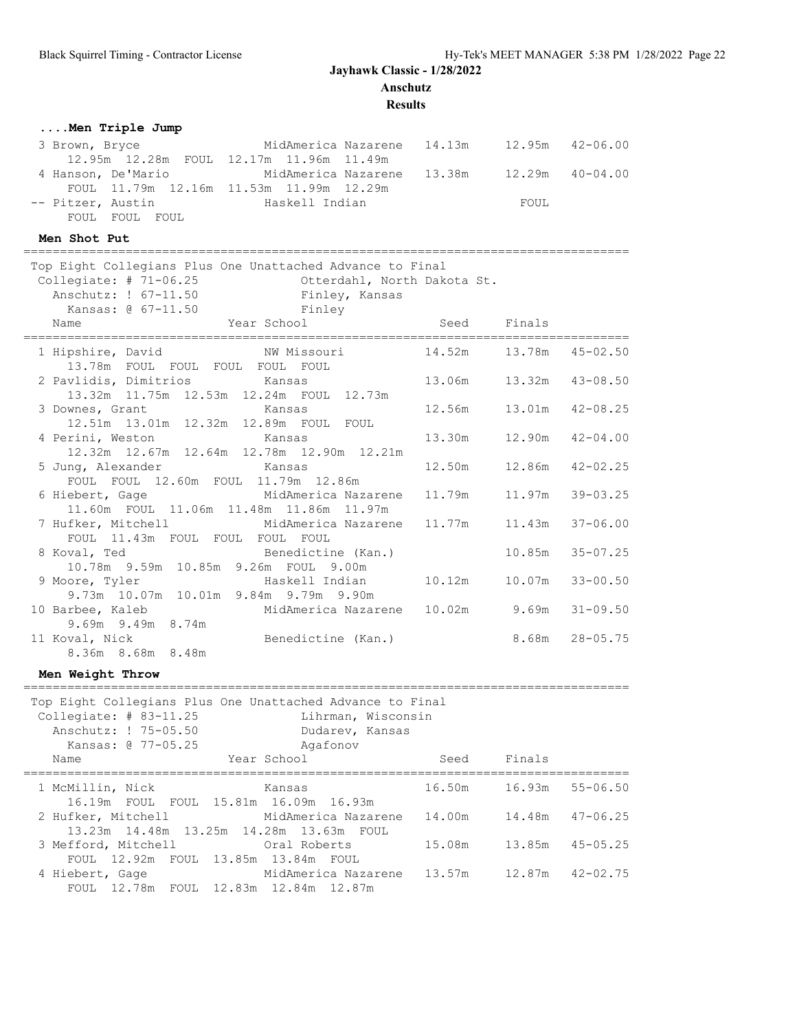**Jayhawk Classic - 1/28/2022**
**Anschutz**
**Results**

### ....Men Triple Jump

| Place | Name | School | Seed | Finals | |
|---|---|---|---|---|---|
| 3 | Brown, Bryce | MidAmerica Nazarene | 14.13m | 12.95m | 42-06.00 |
| | 12.95m 12.28m FOUL 12.17m 11.96m 11.49m | | | | |
| 4 | Hanson, De'Mario | MidAmerica Nazarene | 13.38m | 12.29m | 40-04.00 |
| | FOUL 11.79m 12.16m 11.53m 11.99m 12.29m | | | | |
| -- | Pitzer, Austin | Haskell Indian | | FOUL | |
| | FOUL FOUL FOUL | | | | |

### Men Shot Put

Top Eight Collegians Plus One Unattached Advance to Final
Collegiate: # 71-06.25 Otterdahl, North Dakota St.
Anschutz: ! 67-11.50 Finley, Kansas
Kansas: @ 67-11.50 Finley

| Place | Name | Year School | Seed | Finals | |
|---|---|---|---|---|---|
| 1 | Hipshire, David | NW Missouri | 14.52m | 13.78m | 45-02.50 |
| | 13.78m FOUL FOUL FOUL FOUL FOUL | | | | |
| 2 | Pavlidis, Dimitrios | Kansas | 13.06m | 13.32m | 43-08.50 |
| | 13.32m 11.75m 12.53m 12.24m FOUL 12.73m | | | | |
| 3 | Downes, Grant | Kansas | 12.56m | 13.01m | 42-08.25 |
| | 12.51m 13.01m 12.32m 12.89m FOUL FOUL | | | | |
| 4 | Perini, Weston | Kansas | 13.30m | 12.90m | 42-04.00 |
| | 12.32m 12.67m 12.64m 12.78m 12.90m 12.21m | | | | |
| 5 | Jung, Alexander | Kansas | 12.50m | 12.86m | 42-02.25 |
| | FOUL FOUL 12.60m FOUL 11.79m 12.86m | | | | |
| 6 | Hiebert, Gage | MidAmerica Nazarene | 11.79m | 11.97m | 39-03.25 |
| | 11.60m FOUL 11.06m 11.48m 11.86m 11.97m | | | | |
| 7 | Hufker, Mitchell | MidAmerica Nazarene | 11.77m | 11.43m | 37-06.00 |
| | FOUL 11.43m FOUL FOUL FOUL FOUL | | | | |
| 8 | Koval, Ted | Benedictine (Kan.) | | 10.85m | 35-07.25 |
| | 10.78m 9.59m 10.85m 9.26m FOUL 9.00m | | | | |
| 9 | Moore, Tyler | Haskell Indian | 10.12m | 10.07m | 33-00.50 |
| | 9.73m 10.07m 10.01m 9.84m 9.79m 9.90m | | | | |
| 10 | Barbee, Kaleb | MidAmerica Nazarene | 10.02m | 9.69m | 31-09.50 |
| | 9.69m 9.49m 8.74m | | | | |
| 11 | Koval, Nick | Benedictine (Kan.) | | 8.68m | 28-05.75 |
| | 8.36m 8.68m 8.48m | | | | |

### Men Weight Throw

Top Eight Collegians Plus One Unattached Advance to Final
Collegiate: # 83-11.25 Lihrman, Wisconsin
Anschutz: ! 75-05.50 Dudarev, Kansas
Kansas: @ 77-05.25 Agafonov

| Place | Name | Year School | Seed | Finals | |
|---|---|---|---|---|---|
| 1 | McMillin, Nick | Kansas | 16.50m | 16.93m | 55-06.50 |
| | 16.19m FOUL FOUL 15.81m 16.09m 16.93m | | | | |
| 2 | Hufker, Mitchell | MidAmerica Nazarene | 14.00m | 14.48m | 47-06.25 |
| | 13.23m 14.48m 13.25m 14.28m 13.63m FOUL | | | | |
| 3 | Mefford, Mitchell | Oral Roberts | 15.08m | 13.85m | 45-05.25 |
| | FOUL 12.92m FOUL 13.85m 13.84m FOUL | | | | |
| 4 | Hiebert, Gage | MidAmerica Nazarene | 13.57m | 12.87m | 42-02.75 |
| | FOUL 12.78m FOUL 12.83m 12.84m 12.87m | | | | |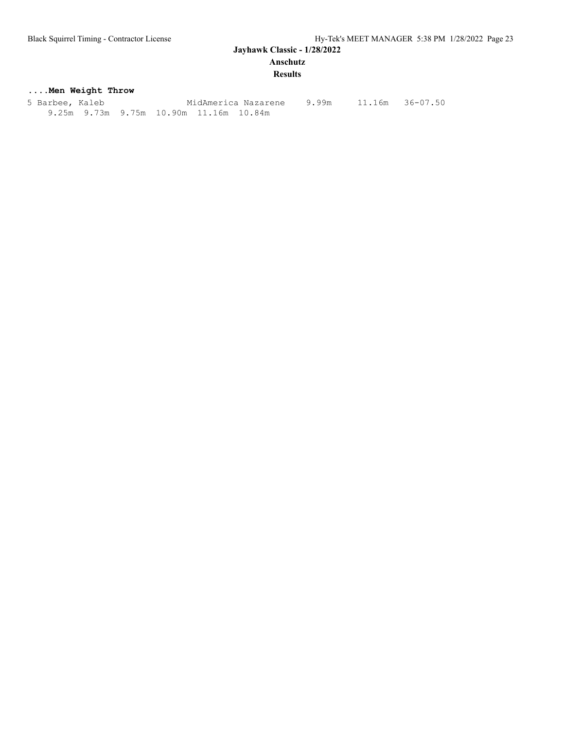#### ....Men Weight Throw

```
5 Barbee, Kaleb              MidAmerica Nazarene    9.99m      11.16m   36-07.50
    9.25m  9.73m  9.75m  10.90m  11.16m  10.84m
```